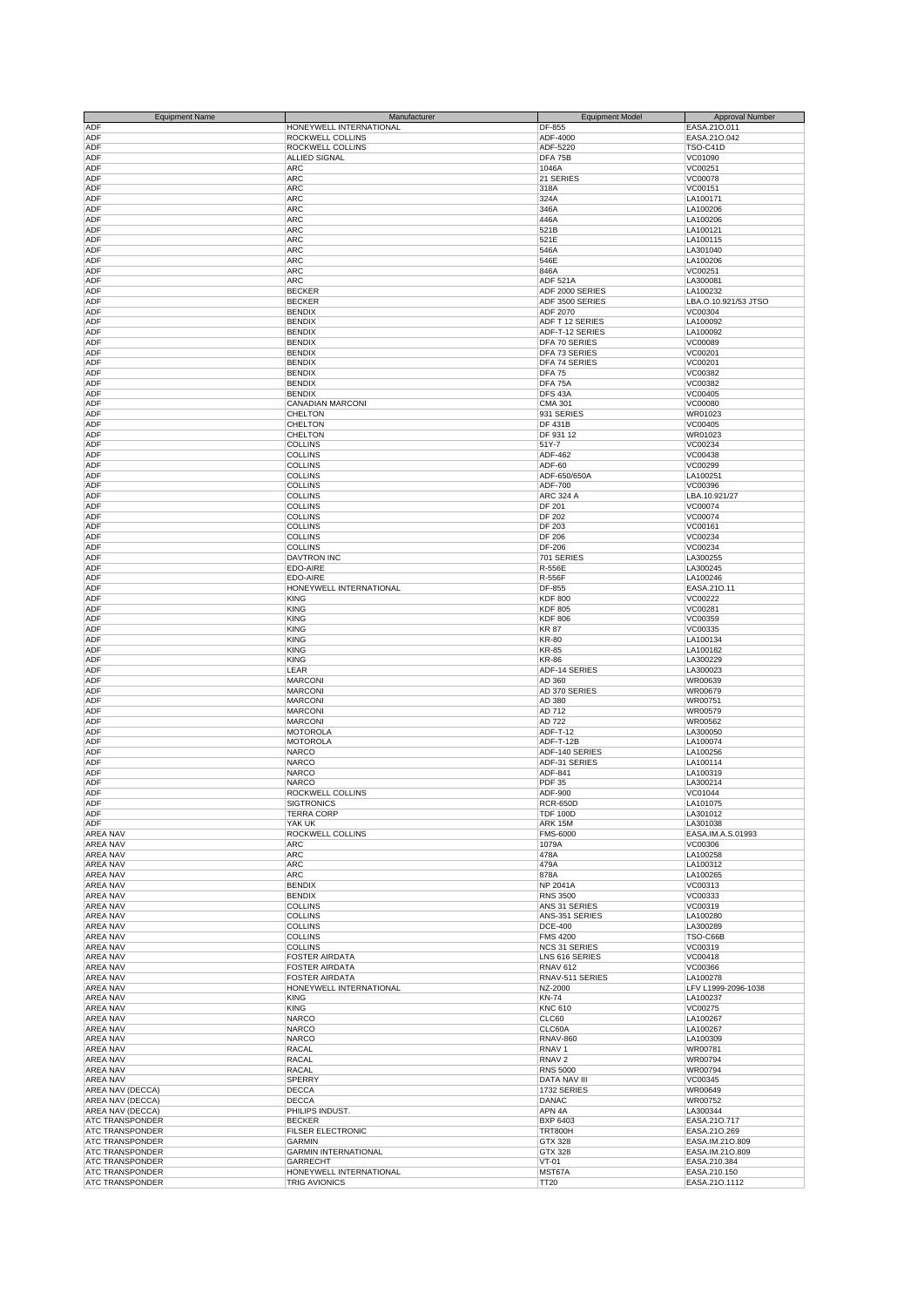| Equipment Name | Manufacturer | Equipment Model | Approval Number |
|---|---|---|---|
| ADF | HONEYWELL INTERNATIONAL | DF-855 | EASA.21O.011 |
| ADF | ROCKWELL COLLINS | ADF-4000 | EASA.21O.042 |
| ADF | ROCKWELL COLLINS | ADF-5220 | TSO-C41D |
| ADF | ALLIED SIGNAL | DFA 75B | VC01090 |
| ADF | ARC | 1046A | VC00251 |
| ADF | ARC | 21 SERIES | VC00078 |
| ADF | ARC | 318A | VC00151 |
| ADF | ARC | 324A | LA100171 |
| ADF | ARC | 346A | LA100206 |
| ADF | ARC | 446A | LA100206 |
| ADF | ARC | 521B | LA100121 |
| ADF | ARC | 521E | LA100115 |
| ADF | ARC | 546A | LA301040 |
| ADF | ARC | 546E | LA100206 |
| ADF | ARC | 846A | VC00251 |
| ADF | ARC | ADF 521A | LA300081 |
| ADF | BECKER | ADF 2000 SERIES | LA100232 |
| ADF | BECKER | ADF 3500 SERIES | LBA.O.10.921/53 JTSO |
| ADF | BENDIX | ADF 2070 | VC00304 |
| ADF | BENDIX | ADF T 12 SERIES | LA100092 |
| ADF | BENDIX | ADF-T-12 SERIES | LA100092 |
| ADF | BENDIX | DFA 70 SERIES | VC00089 |
| ADF | BENDIX | DFA 73 SERIES | VC00201 |
| ADF | BENDIX | DFA 74 SERIES | VC00201 |
| ADF | BENDIX | DFA 75 | VC00382 |
| ADF | BENDIX | DFA 75A | VC00382 |
| ADF | BENDIX | DFS 43A | VC00405 |
| ADF | CANADIAN MARCONI | CMA 301 | VC00080 |
| ADF | CHELTON | 931 SERIES | WR01023 |
| ADF | CHELTON | DF 431B | VC00405 |
| ADF | CHELTON | DF 931 12 | WR01023 |
| ADF | COLLINS | 51Y-7 | VC00234 |
| ADF | COLLINS | ADF-462 | VC00438 |
| ADF | COLLINS | ADF-60 | VC00299 |
| ADF | COLLINS | ADF-650/650A | LA100251 |
| ADF | COLLINS | ADF-700 | VC00396 |
| ADF | COLLINS | ARC 324 A | LBA.10.921/27 |
| ADF | COLLINS | DF 201 | VC00074 |
| ADF | COLLINS | DF 202 | VC00074 |
| ADF | COLLINS | DF 203 | VC00161 |
| ADF | COLLINS | DF 206 | VC00234 |
| ADF | COLLINS | DF-206 | VC00234 |
| ADF | DAVTRON INC | 701 SERIES | LA300255 |
| ADF | EDO-AIRE | R-556E | LA300245 |
| ADF | EDO-AIRE | R-556F | LA100246 |
| ADF | HONEYWELL INTERNATIONAL | DF-855 | EASA.21O.11 |
| ADF | KING | KDF 800 | VC00222 |
| ADF | KING | KDF 805 | VC00281 |
| ADF | KING | KDF 806 | VC00359 |
| ADF | KING | KR 87 | VC00335 |
| ADF | KING | KR-80 | LA100134 |
| ADF | KING | KR-85 | LA100182 |
| ADF | KING | KR-86 | LA300229 |
| ADF | LEAR | ADF-14 SERIES | LA300023 |
| ADF | MARCONI | AD 360 | WR00639 |
| ADF | MARCONI | AD 370 SERIES | WR00679 |
| ADF | MARCONI | AD 380 | WR00751 |
| ADF | MARCONI | AD 712 | WR00579 |
| ADF | MARCONI | AD 722 | WR00562 |
| ADF | MOTOROLA | ADF-T-12 | LA300050 |
| ADF | MOTOROLA | ADF-T-12B | LA100074 |
| ADF | NARCO | ADF-140 SERIES | LA100256 |
| ADF | NARCO | ADF-31 SERIES | LA100114 |
| ADF | NARCO | ADF-841 | LA100319 |
| ADF | NARCO | PDF 35 | LA300214 |
| ADF | ROCKWELL COLLINS | ADF-900 | VC01044 |
| ADF | SIGTRONICS | RCR-650D | LA101075 |
| ADF | TERRA CORP | TDF 100D | LA301012 |
| ADF | YAK UK | ARK 15M | LA301038 |
| AREA NAV | ROCKWELL COLLINS | FMS-6000 | EASA.IM.A.S.01993 |
| AREA NAV | ARC | 1079A | VC00306 |
| AREA NAV | ARC | 478A | LA100258 |
| AREA NAV | ARC | 479A | LA100312 |
| AREA NAV | ARC | 878A | LA100265 |
| AREA NAV | BENDIX | NP 2041A | VC00313 |
| AREA NAV | BENDIX | RNS 3500 | VC00333 |
| AREA NAV | COLLINS | ANS 31 SERIES | VC00319 |
| AREA NAV | COLLINS | ANS-351 SERIES | LA100280 |
| AREA NAV | COLLINS | DCE-400 | LA300289 |
| AREA NAV | COLLINS | FMS 4200 | TSO-C66B |
| AREA NAV | COLLINS | NCS 31 SERIES | VC00319 |
| AREA NAV | FOSTER AIRDATA | LNS 616 SERIES | VC00418 |
| AREA NAV | FOSTER AIRDATA | RNAV 612 | VC00366 |
| AREA NAV | FOSTER AIRDATA | RNAV-511 SERIES | LA100278 |
| AREA NAV | HONEYWELL INTERNATIONAL | NZ-2000 | LFV L1999-2096-1038 |
| AREA NAV | KING | KN-74 | LA100237 |
| AREA NAV | KING | KNC 610 | VC00275 |
| AREA NAV | NARCO | CLC60 | LA100267 |
| AREA NAV | NARCO | CLC60A | LA100267 |
| AREA NAV | NARCO | RNAV-860 | LA100309 |
| AREA NAV | RACAL | RNAV 1 | WR00781 |
| AREA NAV | RACAL | RNAV 2 | WR00794 |
| AREA NAV | RACAL | RNS 5000 | WR00794 |
| AREA NAV | SPERRY | DATA NAV III | VC00345 |
| AREA NAV (DECCA) | DECCA | 1732 SERIES | WR00649 |
| AREA NAV (DECCA) | DECCA | DANAC | WR00752 |
| AREA NAV (DECCA) | PHILIPS INDUST. | APN 4A | LA300344 |
| ATC TRANSPONDER | BECKER | BXP 6403 | EASA.21O.717 |
| ATC TRANSPONDER | FILSER ELECTRONIC | TRT800H | EASA.21O.269 |
| ATC TRANSPONDER | GARMIN | GTX 328 | EASA.IM.21O.809 |
| ATC TRANSPONDER | GARMIN INTERNATIONAL | GTX 328 | EASA.IM.21O.809 |
| ATC TRANSPONDER | GARRECHT | VT-01 | EASA.210.384 |
| ATC TRANSPONDER | HONEYWELL INTERNATIONAL | MST67A | EASA.210.150 |
| ATC TRANSPONDER | TRIG AVIONICS | TT20 | EASA.21O.1112 |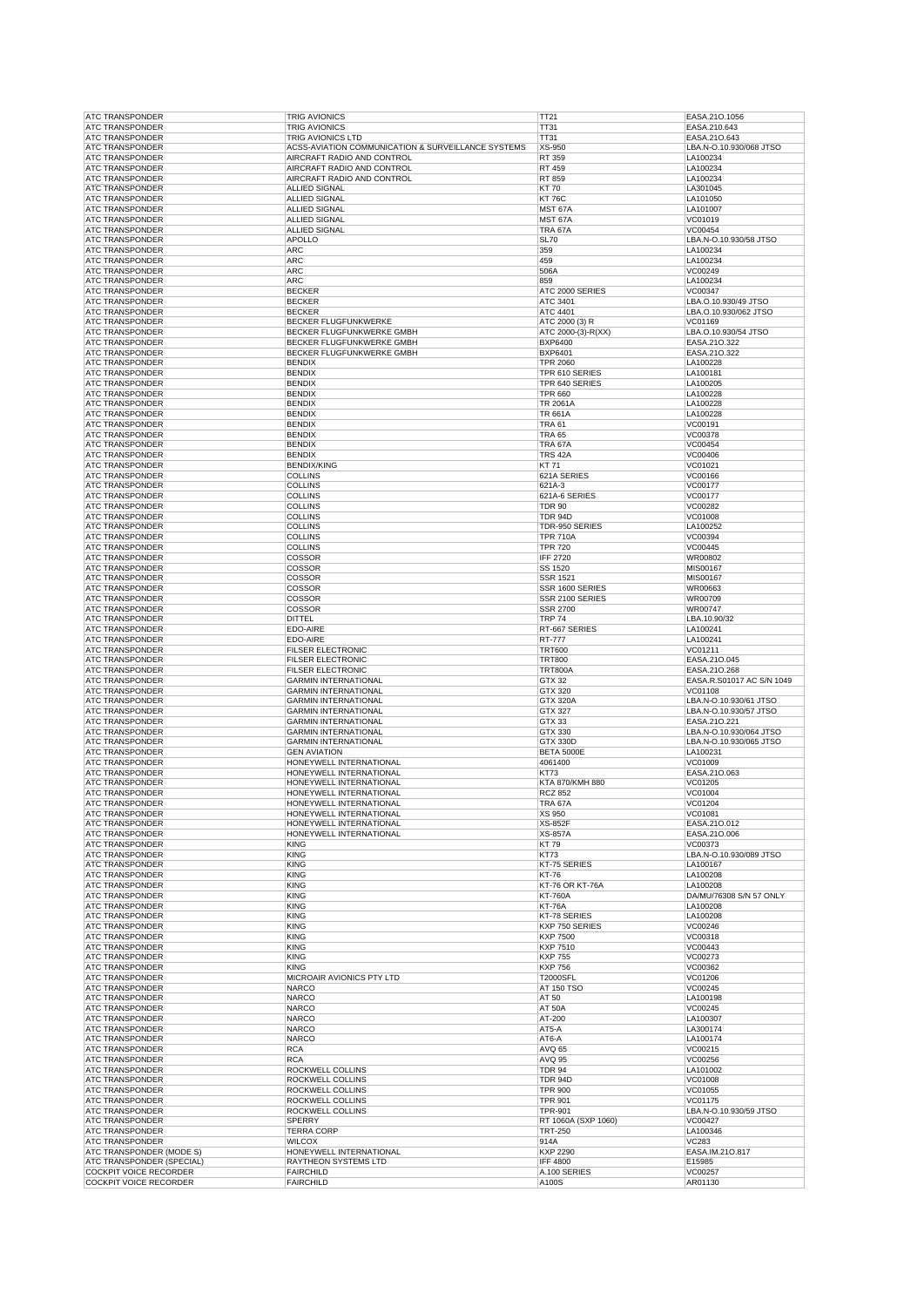| | | | |
|---|---|---|---|
| ATC TRANSPONDER | TRIG AVIONICS | TT21 | EASA.21O.1056 |
| ATC TRANSPONDER | TRIG AVIONICS | TT31 | EASA.210.643 |
| ATC TRANSPONDER | TRIG AVIONICS LTD | TT31 | EASA.21O.643 |
| ATC TRANSPONDER | ACSS-AVIATION COMMUNICATION & SURVEILLANCE SYSTEMS | XS-950 | LBA.N-O.10.930/068 JTSO |
| ATC TRANSPONDER | AIRCRAFT RADIO AND CONTROL | RT 359 | LA100234 |
| ATC TRANSPONDER | AIRCRAFT RADIO AND CONTROL | RT 459 | LA100234 |
| ATC TRANSPONDER | AIRCRAFT RADIO AND CONTROL | RT 859 | LA100234 |
| ATC TRANSPONDER | ALLIED SIGNAL | KT 70 | LA301045 |
| ATC TRANSPONDER | ALLIED SIGNAL | KT 76C | LA101050 |
| ATC TRANSPONDER | ALLIED SIGNAL | MST 67A | LA101007 |
| ATC TRANSPONDER | ALLIED SIGNAL | MST 67A | VC01019 |
| ATC TRANSPONDER | ALLIED SIGNAL | TRA 67A | VC00454 |
| ATC TRANSPONDER | APOLLO | SL70 | LBA.N-O.10.930/58 JTSO |
| ATC TRANSPONDER | ARC | 359 | LA100234 |
| ATC TRANSPONDER | ARC | 459 | LA100234 |
| ATC TRANSPONDER | ARC | 506A | VC00249 |
| ATC TRANSPONDER | ARC | 859 | LA100234 |
| ATC TRANSPONDER | BECKER | ATC 2000 SERIES | VC00347 |
| ATC TRANSPONDER | BECKER | ATC 3401 | LBA.O.10.930/49 JTSO |
| ATC TRANSPONDER | BECKER | ATC 4401 | LBA.O.10.930/062 JTSO |
| ATC TRANSPONDER | BECKER FLUGFUNKWERKE | ATC 2000 (3) R | VC01169 |
| ATC TRANSPONDER | BECKER FLUGFUNKWERKE GMBH | ATC 2000-(3)-R(XX) | LBA.O.10.930/54 JTSO |
| ATC TRANSPONDER | BECKER FLUGFUNKWERKE GMBH | BXP6400 | EASA.21O.322 |
| ATC TRANSPONDER | BECKER FLUGFUNKWERKE GMBH | BXP6401 | EASA.21O.322 |
| ATC TRANSPONDER | BENDIX | TPR 2060 | LA100228 |
| ATC TRANSPONDER | BENDIX | TPR 610 SERIES | LA100181 |
| ATC TRANSPONDER | BENDIX | TPR 640 SERIES | LA100205 |
| ATC TRANSPONDER | BENDIX | TPR 660 | LA100228 |
| ATC TRANSPONDER | BENDIX | TR 2061A | LA100228 |
| ATC TRANSPONDER | BENDIX | TR 661A | LA100228 |
| ATC TRANSPONDER | BENDIX | TRA 61 | VC00191 |
| ATC TRANSPONDER | BENDIX | TRA 65 | VC00378 |
| ATC TRANSPONDER | BENDIX | TRA 67A | VC00454 |
| ATC TRANSPONDER | BENDIX | TRS 42A | VC00406 |
| ATC TRANSPONDER | BENDIX/KING | KT 71 | VC01021 |
| ATC TRANSPONDER | COLLINS | 621A SERIES | VC00166 |
| ATC TRANSPONDER | COLLINS | 621A-3 | VC00177 |
| ATC TRANSPONDER | COLLINS | 621A-6 SERIES | VC00177 |
| ATC TRANSPONDER | COLLINS | TDR 90 | VC00282 |
| ATC TRANSPONDER | COLLINS | TDR 94D | VC01008 |
| ATC TRANSPONDER | COLLINS | TDR-950 SERIES | LA100252 |
| ATC TRANSPONDER | COLLINS | TPR 710A | VC00394 |
| ATC TRANSPONDER | COLLINS | TPR 720 | VC00445 |
| ATC TRANSPONDER | COSSOR | IFF 2720 | WR00802 |
| ATC TRANSPONDER | COSSOR | SS 1520 | MIS00167 |
| ATC TRANSPONDER | COSSOR | SSR 1521 | MIS00167 |
| ATC TRANSPONDER | COSSOR | SSR 1600 SERIES | WR00663 |
| ATC TRANSPONDER | COSSOR | SSR 2100 SERIES | WR00709 |
| ATC TRANSPONDER | COSSOR | SSR 2700 | WR00747 |
| ATC TRANSPONDER | DITTEL | TRP 74 | LBA.10.90/32 |
| ATC TRANSPONDER | EDO-AIRE | RT-667 SERIES | LA100241 |
| ATC TRANSPONDER | EDO-AIRE | RT-777 | LA100241 |
| ATC TRANSPONDER | FILSER ELECTRONIC | TRT600 | VC01211 |
| ATC TRANSPONDER | FILSER ELECTRONIC | TRT800 | EASA.21O.045 |
| ATC TRANSPONDER | FILSER ELECTRONIC | TRT800A | EASA.21O.268 |
| ATC TRANSPONDER | GARMIN INTERNATIONAL | GTX 32 | EASA.R.S01017 AC S/N 1049 |
| ATC TRANSPONDER | GARMIN INTERNATIONAL | GTX 320 | VC01108 |
| ATC TRANSPONDER | GARMIN INTERNATIONAL | GTX 320A | LBA.N-O.10.930/61 JTSO |
| ATC TRANSPONDER | GARMIN INTERNATIONAL | GTX 327 | LBA.N-O.10.930/57 JTSO |
| ATC TRANSPONDER | GARMIN INTERNATIONAL | GTX 33 | EASA.21O.221 |
| ATC TRANSPONDER | GARMIN INTERNATIONAL | GTX 330 | LBA.N-O.10.930/064 JTSO |
| ATC TRANSPONDER | GARMIN INTERNATIONAL | GTX 330D | LBA.N-O.10.930/065 JTSO |
| ATC TRANSPONDER | GEN AVIATION | BETA 5000E | LA100231 |
| ATC TRANSPONDER | HONEYWELL INTERNATIONAL | 4061400 | VC01009 |
| ATC TRANSPONDER | HONEYWELL INTERNATIONAL | KT73 | EASA.21O.063 |
| ATC TRANSPONDER | HONEYWELL INTERNATIONAL | KTA 870/KMH 880 | VC01205 |
| ATC TRANSPONDER | HONEYWELL INTERNATIONAL | RCZ 852 | VC01004 |
| ATC TRANSPONDER | HONEYWELL INTERNATIONAL | TRA 67A | VC01204 |
| ATC TRANSPONDER | HONEYWELL INTERNATIONAL | XS 950 | VC01081 |
| ATC TRANSPONDER | HONEYWELL INTERNATIONAL | XS-852F | EASA.21O.012 |
| ATC TRANSPONDER | HONEYWELL INTERNATIONAL | XS-857A | EASA.21O.006 |
| ATC TRANSPONDER | KING | KT 79 | VC00373 |
| ATC TRANSPONDER | KING | KT73 | LBA.N-O.10.930/089 JTSO |
| ATC TRANSPONDER | KING | KT-75 SERIES | LA100167 |
| ATC TRANSPONDER | KING | KT-76 | LA100208 |
| ATC TRANSPONDER | KING | KT-76 OR KT-76A | LA100208 |
| ATC TRANSPONDER | KING | KT-760A | DA/MU/76308 S/N 57 ONLY |
| ATC TRANSPONDER | KING | KT-76A | LA100208 |
| ATC TRANSPONDER | KING | KT-78 SERIES | LA100208 |
| ATC TRANSPONDER | KING | KXP 750 SERIES | VC00246 |
| ATC TRANSPONDER | KING | KXP 7500 | VC00318 |
| ATC TRANSPONDER | KING | KXP 7510 | VC00443 |
| ATC TRANSPONDER | KING | KXP 755 | VC00273 |
| ATC TRANSPONDER | KING | KXP 756 | VC00362 |
| ATC TRANSPONDER | MICROAIR AVIONICS PTY LTD | T2000SFL | VC01206 |
| ATC TRANSPONDER | NARCO | AT 150 TSO | VC00245 |
| ATC TRANSPONDER | NARCO | AT 50 | LA100198 |
| ATC TRANSPONDER | NARCO | AT 50A | VC00245 |
| ATC TRANSPONDER | NARCO | AT-200 | LA100307 |
| ATC TRANSPONDER | NARCO | AT5-A | LA300174 |
| ATC TRANSPONDER | NARCO | AT6-A | LA100174 |
| ATC TRANSPONDER | RCA | AVQ 65 | VC00215 |
| ATC TRANSPONDER | RCA | AVQ 95 | VC00256 |
| ATC TRANSPONDER | ROCKWELL COLLINS | TDR 94 | LA101002 |
| ATC TRANSPONDER | ROCKWELL COLLINS | TDR 94D | VC01008 |
| ATC TRANSPONDER | ROCKWELL COLLINS | TPR 900 | VC01055 |
| ATC TRANSPONDER | ROCKWELL COLLINS | TPR 901 | VC01175 |
| ATC TRANSPONDER | ROCKWELL COLLINS | TPR-901 | LBA.N-O.10.930/59 JTSO |
| ATC TRANSPONDER | SPERRY | RT 1060A (SXP 1060) | VC00427 |
| ATC TRANSPONDER | TERRA CORP | TRT-250 | LA100346 |
| ATC TRANSPONDER | WILCOX | 914A | VC283 |
| ATC TRANSPONDER (MODE S) | HONEYWELL INTERNATIONAL | KXP 2290 | EASA.IM.21O.817 |
| ATC TRANSPONDER (SPECIAL) | RAYTHEON SYSTEMS LTD | IFF 4800 | E15985 |
| COCKPIT VOICE RECORDER | FAIRCHILD | A.100 SERIES | VC00257 |
| COCKPIT VOICE RECORDER | FAIRCHILD | A100S | AR01130 |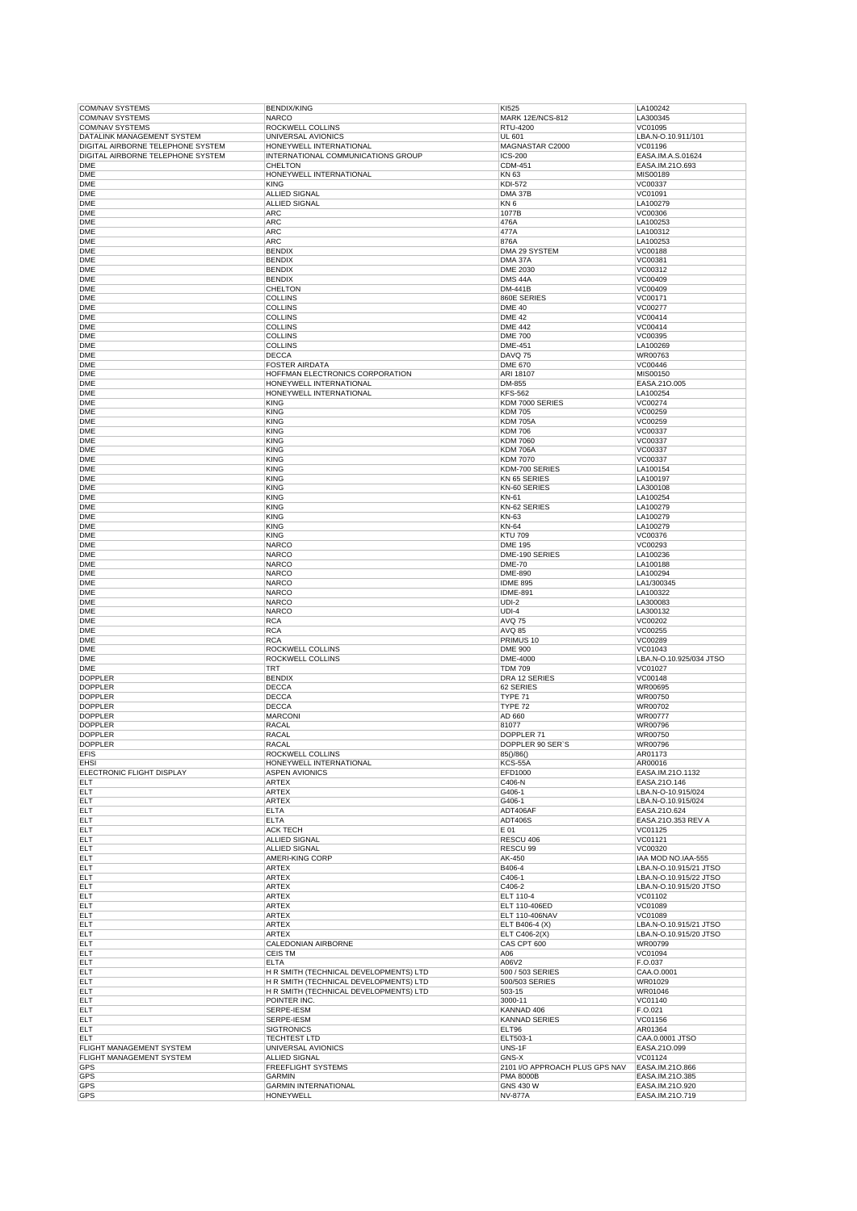| COM/NAV SYSTEMS | BENDIX/KING | KI525 | LA100242 |
|---|---|---|---|
| COM/NAV SYSTEMS | NARCO | MARK 12E/NCS-812 | LA300345 |
| COM/NAV SYSTEMS | ROCKWELL COLLINS | RTU-4200 | VC01095 |
| DATALINK MANAGEMENT SYSTEM | UNIVERSAL AVIONICS | UL 601 | LBA.N-O.10.911/101 |
| DIGITAL AIRBORNE TELEPHONE SYSTEM | HONEYWELL INTERNATIONAL | MAGNASTAR C2000 | VC01196 |
| DIGITAL AIRBORNE TELEPHONE SYSTEM | INTERNATIONAL COMMUNICATIONS GROUP | ICS-200 | EASA.IM.A.S.01624 |
| DME | CHELTON | CDM-451 | EASA.IM.21O.693 |
| DME | HONEYWELL INTERNATIONAL | KN 63 | MIS00189 |
| DME | KING | KDI-572 | VC00337 |
| DME | ALLIED SIGNAL | DMA 37B | VC01091 |
| DME | ALLIED SIGNAL | KN 6 | LA100279 |
| DME | ARC | 1077B | VC00306 |
| DME | ARC | 476A | LA100253 |
| DME | ARC | 477A | LA100312 |
| DME | ARC | 876A | LA100253 |
| DME | BENDIX | DMA 29 SYSTEM | VC00188 |
| DME | BENDIX | DMA 37A | VC00381 |
| DME | BENDIX | DME 2030 | VC00312 |
| DME | BENDIX | DMS 44A | VC00409 |
| DME | CHELTON | DM-441B | VC00409 |
| DME | COLLINS | 860E SERIES | VC00171 |
| DME | COLLINS | DME 40 | VC00277 |
| DME | COLLINS | DME 42 | VC00414 |
| DME | COLLINS | DME 442 | VC00414 |
| DME | COLLINS | DME 700 | VC00395 |
| DME | COLLINS | DME-451 | LA100269 |
| DME | DECCA | DAVQ 75 | WR00763 |
| DME | FOSTER AIRDATA | DME 670 | VC00446 |
| DME | HOFFMAN ELECTRONICS CORPORATION | ARI 18107 | MIS00150 |
| DME | HONEYWELL INTERNATIONAL | DM-855 | EASA.21O.005 |
| DME | HONEYWELL INTERNATIONAL | KFS-562 | LA100254 |
| DME | KING | KDM 7000 SERIES | VC00274 |
| DME | KING | KDM 705 | VC00259 |
| DME | KING | KDM 705A | VC00259 |
| DME | KING | KDM 706 | VC00337 |
| DME | KING | KDM 7060 | VC00337 |
| DME | KING | KDM 706A | VC00337 |
| DME | KING | KDM 7070 | VC00337 |
| DME | KING | KDM-700 SERIES | LA100154 |
| DME | KING | KN 65 SERIES | LA100197 |
| DME | KING | KN-60 SERIES | LA300108 |
| DME | KING | KN-61 | LA100254 |
| DME | KING | KN-62 SERIES | LA100279 |
| DME | KING | KN-63 | LA100279 |
| DME | KING | KN-64 | LA100279 |
| DME | KING | KTU 709 | VC00376 |
| DME | NARCO | DME 195 | VC00293 |
| DME | NARCO | DME-190 SERIES | LA100236 |
| DME | NARCO | DME-70 | LA100188 |
| DME | NARCO | DME-890 | LA100294 |
| DME | NARCO | IDME 895 | LA1/300345 |
| DME | NARCO | IDME-891 | LA100322 |
| DME | NARCO | UDI-2 | LA300083 |
| DME | NARCO | UDI-4 | LA300132 |
| DME | RCA | AVQ 75 | VC00202 |
| DME | RCA | AVQ 85 | VC00255 |
| DME | RCA | PRIMUS 10 | VC00289 |
| DME | ROCKWELL COLLINS | DME 900 | VC01043 |
| DME | ROCKWELL COLLINS | DME-4000 | LBA.N-O.10.925/034 JTSO |
| DME | TRT | TDM 709 | VC01027 |
| DOPPLER | BENDIX | DRA 12 SERIES | VC00148 |
| DOPPLER | DECCA | 62 SERIES | WR00695 |
| DOPPLER | DECCA | TYPE 71 | WR00750 |
| DOPPLER | DECCA | TYPE 72 | WR00702 |
| DOPPLER | MARCONI | AD 660 | WR00777 |
| DOPPLER | RACAL | 81077 | WR00796 |
| DOPPLER | RACAL | DOPPLER 71 | WR00750 |
| DOPPLER | RACAL | DOPPLER 90 SER`S | WR00796 |
| EFIS | ROCKWELL COLLINS | 85()/86() | AR01173 |
| EHSI | HONEYWELL INTERNATIONAL | KCS-55A | AR00016 |
| ELECTRONIC FLIGHT DISPLAY | ASPEN AVIONICS | EFD1000 | EASA.IM.21O.1132 |
| ELT | ARTEX | C406-N | EASA.21O.146 |
| ELT | ARTEX | G406-1 | LBA.N-O-10.915/024 |
| ELT | ARTEX | G406-1 | LBA.N-O.10.915/024 |
| ELT | ELTA | ADT406AF | EASA.21O.624 |
| ELT | ELTA | ADT406S | EASA.21O.353 REV A |
| ELT | ACK TECH | E 01 | VC01125 |
| ELT | ALLIED SIGNAL | RESCU 406 | VC01121 |
| ELT | ALLIED SIGNAL | RESCU 99 | VC00320 |
| ELT | AMERI-KING CORP | AK-450 | IAA MOD NO.IAA-555 |
| ELT | ARTEX | B406-4 | LBA.N-O.10.915/21 JTSO |
| ELT | ARTEX | C406-1 | LBA.N-O.10.915/22 JTSO |
| ELT | ARTEX | C406-2 | LBA.N-O.10.915/20 JTSO |
| ELT | ARTEX | ELT 110-4 | VC01102 |
| ELT | ARTEX | ELT 110-406ED | VC01089 |
| ELT | ARTEX | ELT 110-406NAV | VC01089 |
| ELT | ARTEX | ELT B406-4 (X) | LBA.N-O.10.915/21 JTSO |
| ELT | ARTEX | ELT C406-2(X) | LBA.N-O.10.915/20 JTSO |
| ELT | CALEDONIAN AIRBORNE | CAS CPT 600 | WR00799 |
| ELT | CEIS TM | A06 | VC01094 |
| ELT | ELTA | A06V2 | F.O.037 |
| ELT | H R SMITH (TECHNICAL DEVELOPMENTS) LTD | 500 / 503 SERIES | CAA.0.0001 |
| ELT | H R SMITH (TECHNICAL DEVELOPMENTS) LTD | 500/503 SERIES | WR01029 |
| ELT | H R SMITH (TECHNICAL DEVELOPMENTS) LTD | 503-15 | WR01046 |
| ELT | POINTER INC. | 3000-11 | VC01140 |
| ELT | SERPE-IESM | KANNAD 406 | F.O.021 |
| ELT | SERPE-IESM | KANNAD SERIES | VC01156 |
| ELT | SIGTRONICS | ELT96 | AR01364 |
| ELT | TECHTEST LTD | ELT503-1 | CAA.0.0001 JTSO |
| FLIGHT MANAGEMENT SYSTEM | UNIVERSAL AVIONICS | UNS-1F | EASA.21O.099 |
| FLIGHT MANAGEMENT SYSTEM | ALLIED SIGNAL | GNS-X | VC01124 |
| GPS | FREEFLIGHT SYSTEMS | 2101 I/O APPROACH PLUS GPS NAV | EASA.IM.21O.866 |
| GPS | GARMIN | PMA 8000B | EASA.IM.21O.385 |
| GPS | GARMIN INTERNATIONAL | GNS 430 W | EASA.IM.21O.920 |
| GPS | HONEYWELL | NV-877A | EASA.IM.21O.719 |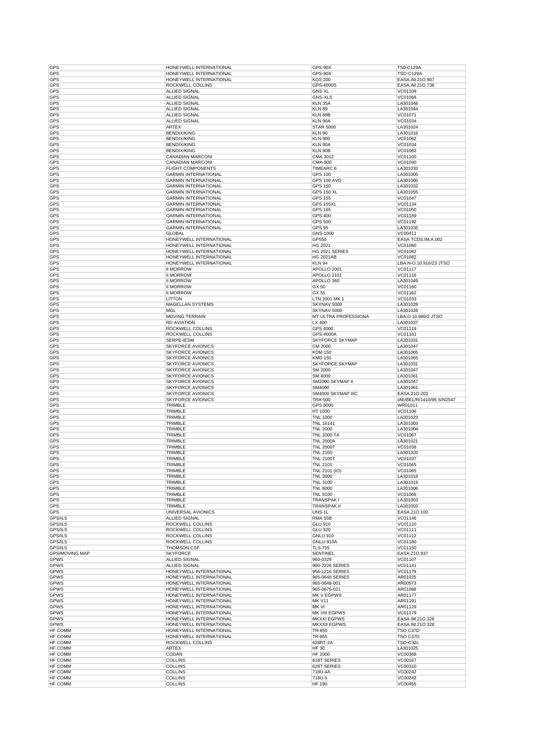| GPS | HONEYWELL INTERNATIONAL | GPS-90X | TS0-C129A |
|---|---|---|---|
| GPS | HONEYWELL INTERNATIONAL | GPS-90X | TSO-C129A |
| GPS | HONEYWELL INTERNATIONAL | KGS 200 | EASA.IM.21O.907 |
| GPS | ROCKWELL COLLINS | GPS-4000S | EASA.IM.21O.736 |
| GPS | ALLIED SIGNAL | GNS XL | VC01109 |
| GPS | ALLIED SIGNAL | GNS-XLS | VC01068 |
| GPS | ALLIED SIGNAL | KLN 35A | LA301046 |
| GPS | ALLIED SIGNAL | KLN 89 | LA301044 |
| GPS | ALLIED SIGNAL | KLN 89B | VC01071 |
| GPS | ALLIED SIGNAL | KLN 90A | VC01034 |
| GPS | ARTEX | STAR 5000 | LA301024 |
| GPS | BENDIX/KING | KLN 90 | LA301016 |
| GPS | BENDIX/KING | KLN 900 | VC01062 |
| GPS | BENDIX/KING | KLN 90A | VC01034 |
| GPS | BENDIX/KING | KLN 90B | VC01062 |
| GPS | CANADIAN MARCONI | CMA 3012 | VC01100 |
| GPS | CANADIAN MARCONI | CMA-900 | VC01040 |
| GPS | FLIGHT COMPONENTS | TIMEARC 6 | LA301033 |
| GPS | GARMIN INTERNATIONAL | GPS 100 | LA301005 |
| GPS | GARMIN INTERNATIONAL | GPS 100 AVD | LA301005 |
| GPS | GARMIN INTERNATIONAL | GPS 150 | LA301032 |
| GPS | GARMIN INTERNATIONAL | GPS 150 XL | LA301055 |
| GPS | GARMIN INTERNATIONAL | GPS 155 | VC01047 |
| GPS | GARMIN INTERNATIONAL | GPS 155XL | VC01134 |
| GPS | GARMIN INTERNATIONAL | GPS 165 | VC01050 |
| GPS | GARMIN INTERNATIONAL | GPS 400 | VC01189 |
| GPS | GARMIN INTERNATIONAL | GPS 500 | VC01192 |
| GPS | GARMIN INTERNATIONAL | GPS 95 | LA301035 |
| GPS | GLOBAL | GNS-1000 | VC00411 |
| GPS | HONEYWELL INTERNATIONAL | GP550 | EASA TCDS.IM.A.002 |
| GPS | HONEYWELL INTERNATIONAL | HG 2021 | VC01080 |
| GPS | HONEYWELL INTERNATIONAL | HG 2021 SERIES | VC01082 |
| GPS | HONEYWELL INTERNATIONAL | HG 2021AB | VC01082 |
| GPS | HONEYWELL INTERNATIONAL | KLN 94 | LBA.N-O.10.916/23 JTSO |
| GPS | II MORROW | APOLLO 2001 | VC01117 |
| GPS | II MORROW | APOLLO 2101 | VC01116 |
| GPS | II MORROW | APOLLO 360 | LA301049 |
| GPS | II MORROW | GX 50 | VC01160 |
| GPS | II MORROW | GX 55 | VC01162 |
| GPS | LITTON | LTN 2001 MK 1 | VC01033 |
| GPS | MAGELLAN SYSTEMS | SKYNAV 5000 | LA301028 |
| GPS | MGL | SKYNAV 5000 | LA301028 |
| GPS | MOVING TERRAIN | MT ULTRA PROFESSIONA | LBA.O.10.986/2 JTSO |
| GPS | RD AVIATION | LX 400 | LA301037 |
| GPS | ROCKWELL COLLINS | GPS 4000 | VC01119 |
| GPS | ROCKWELL COLLINS | GPS-4000A | VC01181 |
| GPS | SERPE-IESM | SKYFORCE SKYMAP | LA301031 |
| GPS | SKYFORCE AVIONICS | CM 2000 | LA301047 |
| GPS | SKYFORCE AVIONICS | KDM 150 | LA301065 |
| GPS | SKYFORCE AVIONICS | KMD 150 | LA301065 |
| GPS | SKYFORCE AVIONICS | SKYFORCE SKYMAP | LA301031 |
| GPS | SKYFORCE AVIONICS | SM 2000 | LA301047 |
| GPS | SKYFORCE AVIONICS | SM 4000 | LA301061 |
| GPS | SKYFORCE AVIONICS | SM2000 SKYMAP II | LA301047 |
| GPS | SKYFORCE AVIONICS | SM4000 | LA301061 |
| GPS | SKYFORCE AVIONICS | SM4000 SKYMAP IIIC | EASA.21O.203 |
| GPS | SKYFORCE AVIONICS | TRA 500 | IAE/BEL/R/1410/95 S/N2547 |
| GPS | TRIMBLE | GPS 8000 | WR01011 |
| GPS | TRIMBLE | HT 1000 | VC01106 |
| GPS | TRIMBLE | TNL 1000 | LA301023 |
| GPS | TRIMBLE | TNL 16141 | LA301003 |
| GPS | TRIMBLE | TNL 2000 | LA301004 |
| GPS | TRIMBLE | TNL 2000 TA | VC01067 |
| GPS | TRIMBLE | TNL 2000A | LA301021 |
| GPS | TRIMBLE | TNL 2000T | VC01038 |
| GPS | TRIMBLE | TNL 2100 | LA301020 |
| GPS | TRIMBLE | TNL 2100T | VC01037 |
| GPS | TRIMBLE | TNL 2101 | VC01065 |
| GPS | TRIMBLE | TNL 2101 (IO) | VC01065 |
| GPS | TRIMBLE | TNL 3000 | LA301018 |
| GPS | TRIMBLE | TNL 3100 | LA301019 |
| GPS | TRIMBLE | TNL 8000 | LA301006 |
| GPS | TRIMBLE | TNL 8100 | VC01066 |
| GPS | TRIMBLE | TRANSPAK I | LA301003 |
| GPS | TRIMBLE | TRANSPAK II | LA301003 |
| GPS | UNIVERSAL AVIONICS | UNS-1L | EASA.21O.100 |
| GPS/ILS | ALLIED SIGNAL | RMA 55B | VC01146 |
| GPS/ILS | ROCKWELL COLLINS | GLU 910 | VC01110 |
| GPS/ILS | ROCKWELL COLLINS | GLU 920 | VC01111 |
| GPS/ILS | ROCKWELL COLLINS | GNLU 910 | VC01112 |
| GPS/ILS | ROCKWELL COLLINS | GNLU-910A | VC01180 |
| GPS/ILS | THOMSON CSF | TLS 755 | VC01150 |
| GPS/MOVING MAP | SKYFORCE | SENTINEL | EASA.21O.937 |
| GPWS | ALLIED SIGNAL | 960-0329 | VC01107 |
| GPWS | ALLIED SIGNAL | 960-2226 SERIES | VC01141 |
| GPWS | HONEYWELL INTERNATIONAL | 956-1216 SERIES | VC01179 |
| GPWS | HONEYWELL INTERNATIONAL | 965-0648 SERIES | AR01025 |
| GPWS | HONEYWELL INTERNATIONAL | 965-0648-001 | AR00573 |
| GPWS | HONEYWELL INTERNATIONAL | 965-0676-021 | AR01068 |
| GPWS | HONEYWELL INTERNATIONAL | MK V EGPWS | AR01177 |
| GPWS | HONEYWELL INTERNATIONAL | MK V11 | AR01191 |
| GPWS | HONEYWELL INTERNATIONAL | MK VI | AR01129 |
| GPWS | HONEYWELL INTERNATIONAL | MK VIII EGPWS | VC01179 |
| GPWS | HONEYWELL INTERNATIONAL | MKXXI EGPWS | EASA.IM.21O.326 |
| GPWS | HONEYWELL INTERNATIONAL | MKXXII EGPWS | EASA.IM.21O.328 |
| HF COMM | HONEYWELL INTERNATIONAL | TR-855 | TSO C37D |
| HF COMM | HONEYWELL INTERNATIONAL | TR-855 | TSO C37D |
| HF COMM | ROCKWELL COLLINS | 628RT-2A | TSO-C32c |
| HF COMM | ARTEX | HF 30 | LA301025 |
| HF COMM | CODAN | HF 2000 | VC00388 |
| HF COMM | COLLINS | 618T SERIES | VC00167 |
| HF COMM | COLLINS | 628T SERIES | VC00310 |
| HF COMM | COLLINS | 718U-4A | VC00242 |
| HF COMM | COLLINS | 718U-5 | VC00242 |
| HF COMM | COLLINS | HF 190 | VC00455 |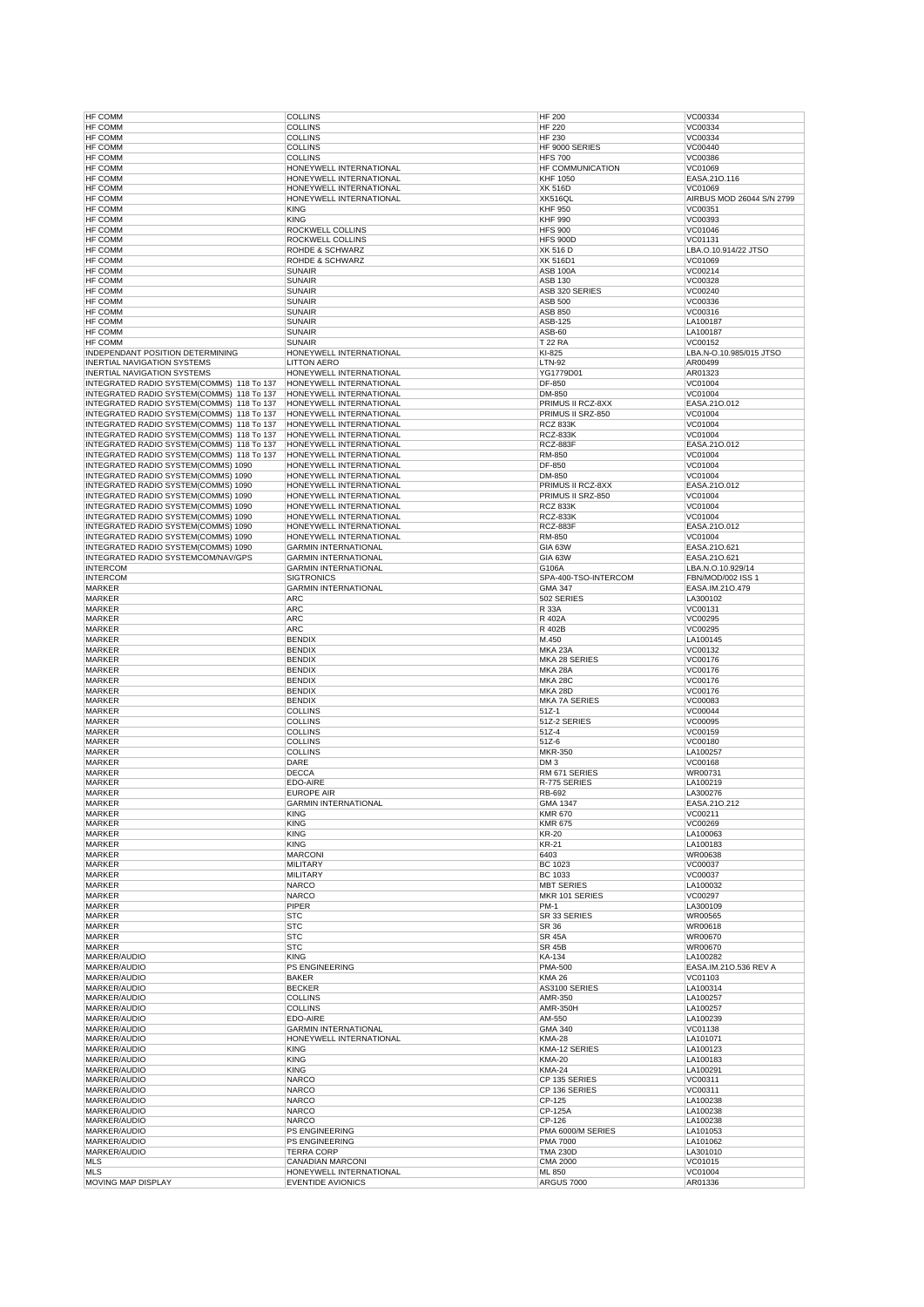| HF COMM | COLLINS | HF 200 | VC00334 |
|---|---|---|---|
| HF COMM | COLLINS | HF 220 | VC00334 |
| HF COMM | COLLINS | HF 230 | VC00334 |
| HF COMM | COLLINS | HF 9000 SERIES | VC00440 |
| HF COMM | COLLINS | HFS 700 | VC00386 |
| HF COMM | HONEYWELL INTERNATIONAL | HF COMMUNICATION | VC01069 |
| HF COMM | HONEYWELL INTERNATIONAL | KHF 1050 | EASA.21O.116 |
| HF COMM | HONEYWELL INTERNATIONAL | XK 516D | VC01069 |
| HF COMM | HONEYWELL INTERNATIONAL | XK516QL | AIRBUS MOD 26044 S/N 2799 |
| HF COMM | KING | KHF 950 | VC00351 |
| HF COMM | KING | KHF 990 | VC00393 |
| HF COMM | ROCKWELL COLLINS | HFS 900 | VC01046 |
| HF COMM | ROCKWELL COLLINS | HFS 900D | VC01131 |
| HF COMM | ROHDE & SCHWARZ | XK 516 D | LBA.O.10.914/22 JTSO |
| HF COMM | ROHDE & SCHWARZ | XK 516D1 | VC01069 |
| HF COMM | SUNAIR | ASB 100A | VC00214 |
| HF COMM | SUNAIR | ASB 130 | VC00328 |
| HF COMM | SUNAIR | ASB 320 SERIES | VC00240 |
| HF COMM | SUNAIR | ASB 500 | VC00336 |
| HF COMM | SUNAIR | ASB 850 | VC00316 |
| HF COMM | SUNAIR | ASB-125 | LA100187 |
| HF COMM | SUNAIR | ASB-60 | LA100187 |
| HF COMM | SUNAIR | T 22 RA | VC00152 |
| INDEPENDANT POSITION DETERMINING | HONEYWELL INTERNATIONAL | KI-825 | LBA.N-O.10.985/015 JTSO |
| INERTIAL NAVIGATION SYSTEMS | LITTON AERO | LTN-92 | AR00499 |
| INERTIAL NAVIGATION SYSTEMS | HONEYWELL INTERNATIONAL | YG1779D01 | AR01323 |
| INTEGRATED RADIO SYSTEM(COMMS) 118 To 137 | HONEYWELL INTERNATIONAL | DF-850 | VC01004 |
| INTEGRATED RADIO SYSTEM(COMMS) 118 To 137 | HONEYWELL INTERNATIONAL | DM-850 | VC01004 |
| INTEGRATED RADIO SYSTEM(COMMS) 118 To 137 | HONEYWELL INTERNATIONAL | PRIMUS II RCZ-8XX | EASA.21O.012 |
| INTEGRATED RADIO SYSTEM(COMMS) 118 To 137 | HONEYWELL INTERNATIONAL | PRIMUS II SRZ-850 | VC01004 |
| INTEGRATED RADIO SYSTEM(COMMS) 118 To 137 | HONEYWELL INTERNATIONAL | RCZ 833K | VC01004 |
| INTEGRATED RADIO SYSTEM(COMMS) 118 To 137 | HONEYWELL INTERNATIONAL | RCZ-833K | VC01004 |
| INTEGRATED RADIO SYSTEM(COMMS) 118 To 137 | HONEYWELL INTERNATIONAL | RCZ-883F | EASA.21O.012 |
| INTEGRATED RADIO SYSTEM(COMMS) 118 To 137 | HONEYWELL INTERNATIONAL | RM-850 | VC01004 |
| INTEGRATED RADIO SYSTEM(COMMS) 1090 | HONEYWELL INTERNATIONAL | DF-850 | VC01004 |
| INTEGRATED RADIO SYSTEM(COMMS) 1090 | HONEYWELL INTERNATIONAL | DM-850 | VC01004 |
| INTEGRATED RADIO SYSTEM(COMMS) 1090 | HONEYWELL INTERNATIONAL | PRIMUS II RCZ-8XX | EASA.21O.012 |
| INTEGRATED RADIO SYSTEM(COMMS) 1090 | HONEYWELL INTERNATIONAL | PRIMUS II SRZ-850 | VC01004 |
| INTEGRATED RADIO SYSTEM(COMMS) 1090 | HONEYWELL INTERNATIONAL | RCZ 833K | VC01004 |
| INTEGRATED RADIO SYSTEM(COMMS) 1090 | HONEYWELL INTERNATIONAL | RCZ-833K | VC01004 |
| INTEGRATED RADIO SYSTEM(COMMS) 1090 | HONEYWELL INTERNATIONAL | RCZ-883F | EASA.21O.012 |
| INTEGRATED RADIO SYSTEM(COMMS) 1090 | HONEYWELL INTERNATIONAL | RM-850 | VC01004 |
| INTEGRATED RADIO SYSTEM(COMMS) 1090 | GARMIN INTERNATIONAL | GIA 63W | EASA.21O.621 |
| INTEGRATED RADIO SYSTEMCOM/NAV/GPS | GARMIN INTERNATIONAL | GIA 63W | EASA.21O.621 |
| INTERCOM | GARMIN INTERNATIONAL | G106A | LBA.N.O.10.929/14 |
| INTERCOM | SIGTRONICS | SPA-400-TSO-INTERCOM | FBN/MOD/002 ISS 1 |
| MARKER | GARMIN INTERNATIONAL | GMA 347 | EASA.IM.21O.479 |
| MARKER | ARC | 502 SERIES | LA300102 |
| MARKER | ARC | R 33A | VC00131 |
| MARKER | ARC | R 402A | VC00295 |
| MARKER | ARC | R 402B | VC00295 |
| MARKER | BENDIX | M.450 | LA100145 |
| MARKER | BENDIX | MKA 23A | VC00132 |
| MARKER | BENDIX | MKA 28 SERIES | VC00176 |
| MARKER | BENDIX | MKA 28A | VC00176 |
| MARKER | BENDIX | MKA 28C | VC00176 |
| MARKER | BENDIX | MKA 28D | VC00176 |
| MARKER | BENDIX | MKA 7A SERIES | VC00083 |
| MARKER | COLLINS | 51Z-1 | VC00044 |
| MARKER | COLLINS | 51Z-2 SERIES | VC00095 |
| MARKER | COLLINS | 51Z-4 | VC00159 |
| MARKER | COLLINS | 51Z-6 | VC00180 |
| MARKER | COLLINS | MKR-350 | LA100257 |
| MARKER | DARE | DM 3 | VC00168 |
| MARKER | DECCA | RM 671 SERIES | WR00731 |
| MARKER | EDO-AIRE | R-775 SERIES | LA100219 |
| MARKER | EUROPE AIR | RB-692 | LA300276 |
| MARKER | GARMIN INTERNATIONAL | GMA 1347 | EASA.21O.212 |
| MARKER | KING | KMR 670 | VC00211 |
| MARKER | KING | KMR 675 | VC00269 |
| MARKER | KING | KR-20 | LA100063 |
| MARKER | KING | KR-21 | LA100183 |
| MARKER | MARCONI | 6403 | WR00638 |
| MARKER | MILITARY | BC 1023 | VC00037 |
| MARKER | MILITARY | BC 1033 | VC00037 |
| MARKER | NARCO | MBT SERIES | LA100032 |
| MARKER | NARCO | MKR 101 SERIES | VC00297 |
| MARKER | PIPER | PM-1 | LA300109 |
| MARKER | STC | SR 33 SERIES | WR00565 |
| MARKER | STC | SR 36 | WR00618 |
| MARKER | STC | SR 45A | WR00670 |
| MARKER | STC | SR 45B | WR00670 |
| MARKER/AUDIO | KING | KA-134 | LA100282 |
| MARKER/AUDIO | PS ENGINEERING | PMA-500 | EASA.IM.21O.536 REV A |
| MARKER/AUDIO | BAKER | KMA 26 | VC01103 |
| MARKER/AUDIO | BECKER | AS3100 SERIES | LA100314 |
| MARKER/AUDIO | COLLINS | AMR-350 | LA100257 |
| MARKER/AUDIO | COLLINS | AMR-350H | LA100257 |
| MARKER/AUDIO | EDO-AIRE | AM-550 | LA100239 |
| MARKER/AUDIO | GARMIN INTERNATIONAL | GMA 340 | VC01138 |
| MARKER/AUDIO | HONEYWELL INTERNATIONAL | KMA-28 | LA101071 |
| MARKER/AUDIO | KING | KMA-12 SERIES | LA100123 |
| MARKER/AUDIO | KING | KMA-20 | LA100183 |
| MARKER/AUDIO | KING | KMA-24 | LA100291 |
| MARKER/AUDIO | NARCO | CP 135 SERIES | VC00311 |
| MARKER/AUDIO | NARCO | CP 136 SERIES | VC00311 |
| MARKER/AUDIO | NARCO | CP-125 | LA100238 |
| MARKER/AUDIO | NARCO | CP-125A | LA100238 |
| MARKER/AUDIO | NARCO | CP-126 | LA100238 |
| MARKER/AUDIO | PS ENGINEERING | PMA 6000/M SERIES | LA101053 |
| MARKER/AUDIO | PS ENGINEERING | PMA 7000 | LA101062 |
| MARKER/AUDIO | TERRA CORP | TMA 230D | LA301010 |
| MLS | CANADIAN MARCONI | CMA 2000 | VC01015 |
| MLS | HONEYWELL INTERNATIONAL | ML 850 | VC01004 |
| MOVING MAP DISPLAY | EVENTIDE AVIONICS | ARGUS 7000 | AR01336 |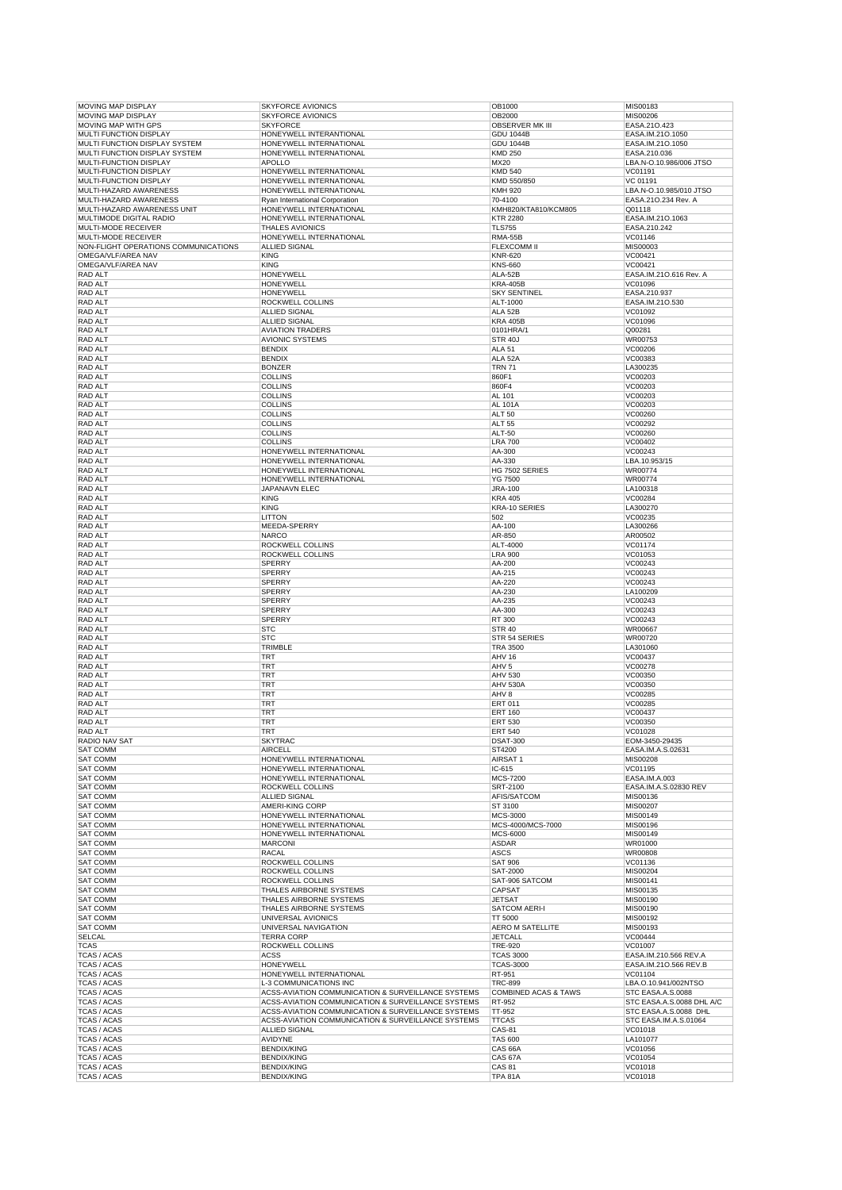| MOVING MAP DISPLAY | SKYFORCE AVIONICS | OB1000 | MIS00183 |
|---|---|---|---|
| MOVING MAP DISPLAY | SKYFORCE AVIONICS | OB2000 | MIS00206 |
| MOVING MAP WITH GPS | SKYFORCE | OBSERVER MK III | EASA.21O.423 |
| MULTI FUNCTION DISPLAY | HONEYWELL INTERANTIONAL | GDU 1044B | EASA.IM.21O.1050 |
| MULTI FUNCTION DISPLAY SYSTEM | HONEYWELL INTERNATIONAL | GDU 1044B | EASA.IM.21O.1050 |
| MULTI FUNCTION DISPLAY SYSTEM | HONEYWELL INTERNATIONAL | KMD 250 | EASA.210.036 |
| MULTI-FUNCTION DISPLAY | APOLLO | MX20 | LBA.N-O.10.986/006 JTSO |
| MULTI-FUNCTION DISPLAY | HONEYWELL INTERNATIONAL | KMD 540 | VC01191 |
| MULTI-FUNCTION DISPLAY | HONEYWELL INTERNATIONAL | KMD 550/850 | VC 01191 |
| MULTI-HAZARD AWARENESS | HONEYWELL INTERNATIONAL | KMH 920 | LBA.N-O.10.985/010 JTSO |
| MULTI-HAZARD AWARENESS | Ryan International Corporation | 70-4100 | EASA.21O.234 Rev. A |
| MULTI-HAZARD AWARENESS UNIT | HONEYWELL INTERNATIONAL | KMH820/KTA810/KCM805 | Q01118 |
| MULTIMODE DIGITAL RADIO | HONEYWELL INTERNATIONAL | KTR 2280 | EASA.IM.21O.1063 |
| MULTI-MODE RECEIVER | THALES AVIONICS | TLS755 | EASA.210.242 |
| MULTI-MODE RECEIVER | HONEYWELL INTERNATIONAL | RMA-55B | VC01146 |
| NON-FLIGHT OPERATIONS COMMUNICATIONS | ALLIED SIGNAL | FLEXCOMM II | MIS00003 |
| OMEGA/VLF/AREA NAV | KING | KNR-620 | VC00421 |
| OMEGA/VLF/AREA NAV | KING | KNS-660 | VC00421 |
| RAD ALT | HONEYWELL | ALA-52B | EASA.IM.21O.616 Rev. A |
| RAD ALT | HONEYWELL | KRA-405B | VC01096 |
| RAD ALT | HONEYWELL | SKY SENTINEL | EASA.210.937 |
| RAD ALT | ROCKWELL COLLINS | ALT-1000 | EASA.IM.21O.530 |
| RAD ALT | ALLIED SIGNAL | ALA 52B | VC01092 |
| RAD ALT | ALLIED SIGNAL | KRA 405B | VC01096 |
| RAD ALT | AVIATION TRADERS | 0101HRA/1 | Q00281 |
| RAD ALT | AVIONIC SYSTEMS | STR 40J | WR00753 |
| RAD ALT | BENDIX | ALA 51 | VC00206 |
| RAD ALT | BENDIX | ALA 52A | VC00383 |
| RAD ALT | BONZER | TRN 71 | LA300235 |
| RAD ALT | COLLINS | 860F1 | VC00203 |
| RAD ALT | COLLINS | 860F4 | VC00203 |
| RAD ALT | COLLINS | AL 101 | VC00203 |
| RAD ALT | COLLINS | AL 101A | VC00203 |
| RAD ALT | COLLINS | ALT 50 | VC00260 |
| RAD ALT | COLLINS | ALT 55 | VC00292 |
| RAD ALT | COLLINS | ALT-50 | VC00260 |
| RAD ALT | COLLINS | LRA 700 | VC00402 |
| RAD ALT | HONEYWELL INTERNATIONAL | AA-300 | VC00243 |
| RAD ALT | HONEYWELL INTERNATIONAL | AA-330 | LBA.10.953/15 |
| RAD ALT | HONEYWELL INTERNATIONAL | HG 7502 SERIES | WR00774 |
| RAD ALT | HONEYWELL INTERNATIONAL | YG 7500 | WR00774 |
| RAD ALT | JAPANAVN ELEC | JRA-100 | LA100318 |
| RAD ALT | KING | KRA 405 | VC00284 |
| RAD ALT | KING | KRA-10 SERIES | LA300270 |
| RAD ALT | LITTON | 502 | VC00235 |
| RAD ALT | MEEDA-SPERRY | AA-100 | LA300266 |
| RAD ALT | NARCO | AR-850 | AR00502 |
| RAD ALT | ROCKWELL COLLINS | ALT-4000 | VC01174 |
| RAD ALT | ROCKWELL COLLINS | LRA 900 | VC01053 |
| RAD ALT | SPERRY | AA-200 | VC00243 |
| RAD ALT | SPERRY | AA-215 | VC00243 |
| RAD ALT | SPERRY | AA-220 | VC00243 |
| RAD ALT | SPERRY | AA-230 | LA100209 |
| RAD ALT | SPERRY | AA-235 | VC00243 |
| RAD ALT | SPERRY | AA-300 | VC00243 |
| RAD ALT | SPERRY | RT 300 | VC00243 |
| RAD ALT | STC | STR 40 | WR00667 |
| RAD ALT | STC | STR 54 SERIES | WR00720 |
| RAD ALT | TRIMBLE | TRA 3500 | LA301060 |
| RAD ALT | TRT | AHV 16 | VC00437 |
| RAD ALT | TRT | AHV 5 | VC00278 |
| RAD ALT | TRT | AHV 530 | VC00350 |
| RAD ALT | TRT | AHV 530A | VC00350 |
| RAD ALT | TRT | AHV 8 | VC00285 |
| RAD ALT | TRT | ERT 011 | VC00285 |
| RAD ALT | TRT | ERT 160 | VC00437 |
| RAD ALT | TRT | ERT 530 | VC00350 |
| RAD ALT | TRT | ERT 540 | VC01028 |
| RADIO NAV SAT | SKYTRAC | DSAT-300 | EOM-3450-29435 |
| SAT COMM | AIRCELL | ST4200 | EASA.IM.A.S.02631 |
| SAT COMM | HONEYWELL INTERNATIONAL | AIRSAT 1 | MIS00208 |
| SAT COMM | HONEYWELL INTERNATIONAL | IC-615 | VC01195 |
| SAT COMM | HONEYWELL INTERNATIONAL | MCS-7200 | EASA.IM.A.003 |
| SAT COMM | ROCKWELL COLLINS | SRT-2100 | EASA.IM.A.S.02830 REV |
| SAT COMM | ALLIED SIGNAL | AFIS/SATCOM | MIS00136 |
| SAT COMM | AMERI-KING CORP | ST 3100 | MIS00207 |
| SAT COMM | HONEYWELL INTERNATIONAL | MCS-3000 | MIS00149 |
| SAT COMM | HONEYWELL INTERNATIONAL | MCS-4000/MCS-7000 | MIS00196 |
| SAT COMM | HONEYWELL INTERNATIONAL | MCS-6000 | MIS00149 |
| SAT COMM | MARCONI | ASDAR | WR01000 |
| SAT COMM | RACAL | ASCS | WR00808 |
| SAT COMM | ROCKWELL COLLINS | SAT 906 | VC01136 |
| SAT COMM | ROCKWELL COLLINS | SAT-2000 | MIS00204 |
| SAT COMM | ROCKWELL COLLINS | SAT-906 SATCOM | MIS00141 |
| SAT COMM | THALES AIRBORNE SYSTEMS | CAPSAT | MIS00135 |
| SAT COMM | THALES AIRBORNE SYSTEMS | JETSAT | MIS00190 |
| SAT COMM | THALES AIRBORNE SYSTEMS | SATCOM AERI-I | MIS00190 |
| SAT COMM | UNIVERSAL AVIONICS | TT 5000 | MIS00192 |
| SAT COMM | UNIVERSAL NAVIGATION | AERO M SATELLITE | MIS00193 |
| SELCAL | TERRA CORP | JETCALL | VC00444 |
| TCAS | ROCKWELL COLLINS | TRE-920 | VC01007 |
| TCAS / ACAS | ACSS | TCAS 3000 | EASA.IM.210.566 REV.A |
| TCAS / ACAS | HONEYWELL | TCAS-3000 | EASA.IM.21O.566 REV.B |
| TCAS / ACAS | HONEYWELL INTERNATIONAL | RT-951 | VC01104 |
| TCAS / ACAS | L-3 COMMUNICATIONS INC | TRC-899 | LBA.O.10.941/002NTSO |
| TCAS / ACAS | ACSS-AVIATION COMMUNICATION & SURVEILLANCE SYSTEMS | COMBINED ACAS & TAWS | STC EASA.A.S.0088 |
| TCAS / ACAS | ACSS-AVIATION COMMUNICATION & SURVEILLANCE SYSTEMS | RT-952 | STC EASA.A.S.0088 DHL A/C |
| TCAS / ACAS | ACSS-AVIATION COMMUNICATION & SURVEILLANCE SYSTEMS | TT-952 | STC EASA.A.S.0088 DHL |
| TCAS / ACAS | ACSS-AVIATION COMMUNICATION & SURVEILLANCE SYSTEMS | TTCAS | STC EASA.IM.A.S.01064 |
| TCAS / ACAS | ALLIED SIGNAL | CAS-81 | VC01018 |
| TCAS / ACAS | AVIDYNE | TAS 600 | LA101077 |
| TCAS / ACAS | BENDIX/KING | CAS 66A | VC01056 |
| TCAS / ACAS | BENDIX/KING | CAS 67A | VC01054 |
| TCAS / ACAS | BENDIX/KING | CAS 81 | VC01018 |
| TCAS / ACAS | BENDIX/KING | TPA 81A | VC01018 |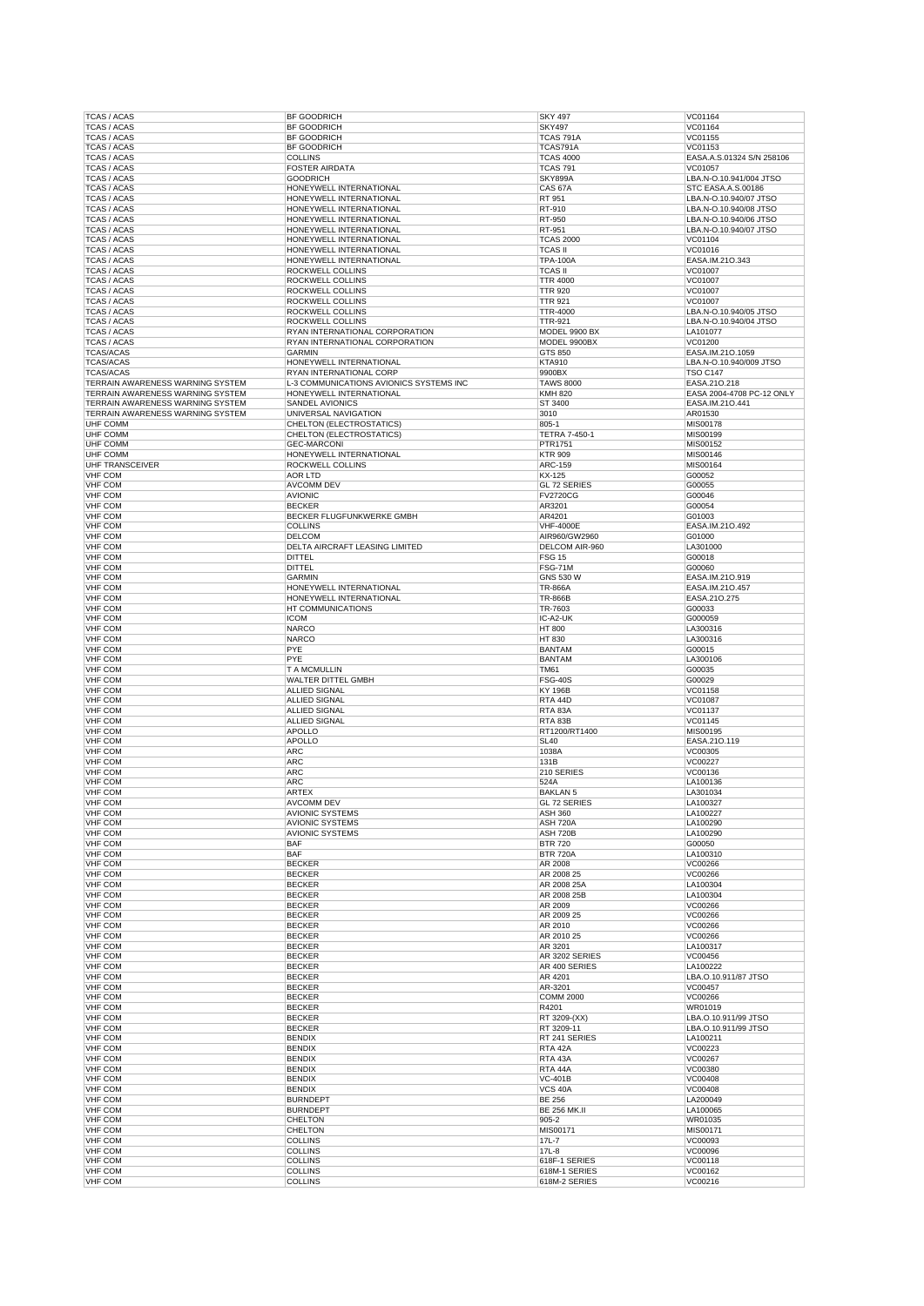| TCAS / ACAS | BF GOODRICH | SKY 497 | VC01164 |
|---|---|---|---|
| TCAS / ACAS | BF GOODRICH | SKY497 | VC01164 |
| TCAS / ACAS | BF GOODRICH | TCAS 791A | VC01155 |
| TCAS / ACAS | BF GOODRICH | TCAS791A | VC01153 |
| TCAS / ACAS | COLLINS | TCAS 4000 | EASA.A.S.01324 S/N 258106 |
| TCAS / ACAS | FOSTER AIRDATA | TCAS 791 | VC01057 |
| TCAS / ACAS | GOODRICH | SKY899A | LBA.N-O.10.941/004 JTSO |
| TCAS / ACAS | HONEYWELL INTERNATIONAL | CAS 67A | STC EASA.A.S.00186 |
| TCAS / ACAS | HONEYWELL INTERNATIONAL | RT 951 | LBA.N-O.10.940/07 JTSO |
| TCAS / ACAS | HONEYWELL INTERNATIONAL | RT-910 | LBA.N-O.10.940/08 JTSO |
| TCAS / ACAS | HONEYWELL INTERNATIONAL | RT-950 | LBA.N-O.10.940/06 JTSO |
| TCAS / ACAS | HONEYWELL INTERNATIONAL | RT-951 | LBA.N-O.10.940/07 JTSO |
| TCAS / ACAS | HONEYWELL INTERNATIONAL | TCAS 2000 | VC01104 |
| TCAS / ACAS | HONEYWELL INTERNATIONAL | TCAS II | VC01016 |
| TCAS / ACAS | HONEYWELL INTERNATIONAL | TPA-100A | EASA.IM.21O.343 |
| TCAS / ACAS | ROCKWELL COLLINS | TCAS II | VC01007 |
| TCAS / ACAS | ROCKWELL COLLINS | TTR 4000 | VC01007 |
| TCAS / ACAS | ROCKWELL COLLINS | TTR 920 | VC01007 |
| TCAS / ACAS | ROCKWELL COLLINS | TTR 921 | VC01007 |
| TCAS / ACAS | ROCKWELL COLLINS | TTR-4000 | LBA.N-O.10.940/05 JTSO |
| TCAS / ACAS | ROCKWELL COLLINS | TTR-921 | LBA.N-O.10.940/04 JTSO |
| TCAS / ACAS | RYAN INTERNATIONAL CORPORATION | MODEL 9900 BX | LA101077 |
| TCAS / ACAS | RYAN INTERNATIONAL CORPORATION | MODEL 9900BX | VC01200 |
| TCAS/ACAS | GARMIN | GTS 850 | EASA.IM.21O.1059 |
| TCAS/ACAS | HONEYWELL INTERNATIONAL | KTA910 | LBA.N-O.10.940/009 JTSO |
| TCAS/ACAS | RYAN INTERNATIONAL CORP | 9900BX | TSO C147 |
| TERRAIN AWARENESS WARNING SYSTEM | L-3 COMMUNICATIONS AVIONICS SYSTEMS INC | TAWS 8000 | EASA.21O.218 |
| TERRAIN AWARENESS WARNING SYSTEM | HONEYWELL INTERNATIONAL | KMH 820 | EASA 2004-4708 PC-12 ONLY |
| TERRAIN AWARENESS WARNING SYSTEM | SANDEL AVIONICS | ST 3400 | EASA.IM.21O.441 |
| TERRAIN AWARENESS WARNING SYSTEM | UNIVERSAL NAVIGATION | 3010 | AR01530 |
| UHF COMM | CHELTON (ELECTROSTATICS) | 805-1 | MIS00178 |
| UHF COMM | CHELTON (ELECTROSTATICS) | TETRA 7-450-1 | MIS00199 |
| UHF COMM | GEC-MARCONI | PTR1751 | MIS00152 |
| UHF COMM | HONEYWELL INTERNATIONAL | KTR 909 | MIS00146 |
| UHF TRANSCEIVER | ROCKWELL COLLINS | ARC-159 | MIS00164 |
| VHF COM | AOR LTD | KX-125 | G00052 |
| VHF COM | AVCOMM DEV | GL 72 SERIES | G00055 |
| VHF COM | AVIONIC | FV2720CG | G00046 |
| VHF COM | BECKER | AR3201 | G00054 |
| VHF COM | BECKER FLUGFUNKWERKE GMBH | AR4201 | G01003 |
| VHF COM | COLLINS | VHF-4000E | EASA.IM.21O.492 |
| VHF COM | DELCOM | AIR960/GW2960 | G01000 |
| VHF COM | DELTA AIRCRAFT LEASING LIMITED | DELCOM AIR-960 | LA301000 |
| VHF COM | DITTEL | FSG 15 | G00018 |
| VHF COM | DITTEL | FSG-71M | G00060 |
| VHF COM | GARMIN | GNS 530 W | EASA.IM.21O.919 |
| VHF COM | HONEYWELL INTERNATIONAL | TR-866A | EASA.IM.21O.457 |
| VHF COM | HONEYWELL INTERNATIONAL | TR-866B | EASA.21O.275 |
| VHF COM | HT COMMUNICATIONS | TR-7603 | G00033 |
| VHF COM | ICOM | IC-A2-UK | G000059 |
| VHF COM | NARCO | HT 800 | LA300316 |
| VHF COM | NARCO | HT 830 | LA300316 |
| VHF COM | PYE | BANTAM | G00015 |
| VHF COM | PYE | BANTAM | LA300106 |
| VHF COM | T A MCMULLIN | TM61 | G00035 |
| VHF COM | WALTER DITTEL GMBH | FSG-40S | G00029 |
| VHF COM | ALLIED SIGNAL | KY 196B | VC01158 |
| VHF COM | ALLIED SIGNAL | RTA 44D | VC01087 |
| VHF COM | ALLIED SIGNAL | RTA 83A | VC01137 |
| VHF COM | ALLIED SIGNAL | RTA 83B | VC01145 |
| VHF COM | APOLLO | RT1200/RT1400 | MIS00195 |
| VHF COM | APOLLO | SL40 | EASA.21O.119 |
| VHF COM | ARC | 1038A | VC00305 |
| VHF COM | ARC | 131B | VC00227 |
| VHF COM | ARC | 210 SERIES | VC00136 |
| VHF COM | ARC | 524A | LA100136 |
| VHF COM | ARTEX | BAKLAN 5 | LA301034 |
| VHF COM | AVCOMM DEV | GL 72 SERIES | LA100327 |
| VHF COM | AVIONIC SYSTEMS | ASH 360 | LA100227 |
| VHF COM | AVIONIC SYSTEMS | ASH 720A | LA100290 |
| VHF COM | AVIONIC SYSTEMS | ASH 720B | LA100290 |
| VHF COM | BAF | BTR 720 | G00050 |
| VHF COM | BAF | BTR 720A | LA100310 |
| VHF COM | BECKER | AR 2008 | VC00266 |
| VHF COM | BECKER | AR 2008 25 | VC00266 |
| VHF COM | BECKER | AR 2008 25A | LA100304 |
| VHF COM | BECKER | AR 2008 25B | LA100304 |
| VHF COM | BECKER | AR 2009 | VC00266 |
| VHF COM | BECKER | AR 2009 25 | VC00266 |
| VHF COM | BECKER | AR 2010 | VC00266 |
| VHF COM | BECKER | AR 2010 25 | VC00266 |
| VHF COM | BECKER | AR 3201 | LA100317 |
| VHF COM | BECKER | AR 3202 SERIES | VC00456 |
| VHF COM | BECKER | AR 400 SERIES | LA100222 |
| VHF COM | BECKER | AR 4201 | LBA.O.10.911/87 JTSO |
| VHF COM | BECKER | AR-3201 | VC00457 |
| VHF COM | BECKER | COMM 2000 | VC00266 |
| VHF COM | BECKER | R4201 | WR01019 |
| VHF COM | BECKER | RT 3209-(XX) | LBA.O.10.911/99 JTSO |
| VHF COM | BECKER | RT 3209-11 | LBA.O.10.911/99 JTSO |
| VHF COM | BENDIX | RT 241 SERIES | LA100211 |
| VHF COM | BENDIX | RTA 42A | VC00223 |
| VHF COM | BENDIX | RTA 43A | VC00267 |
| VHF COM | BENDIX | RTA 44A | VC00380 |
| VHF COM | BENDIX | VC-401B | VC00408 |
| VHF COM | BENDIX | VCS 40A | VC00408 |
| VHF COM | BURNDEPT | BE 256 | LA200049 |
| VHF COM | BURNDEPT | BE 256 MK.II | LA100065 |
| VHF COM | CHELTON | 905-2 | WR01035 |
| VHF COM | CHELTON | MIS00171 | MIS00171 |
| VHF COM | COLLINS | 17L-7 | VC00093 |
| VHF COM | COLLINS | 17L-8 | VC00096 |
| VHF COM | COLLINS | 618F-1 SERIES | VC00118 |
| VHF COM | COLLINS | 618M-1 SERIES | VC00162 |
| VHF COM | COLLINS | 618M-2 SERIES | VC00216 |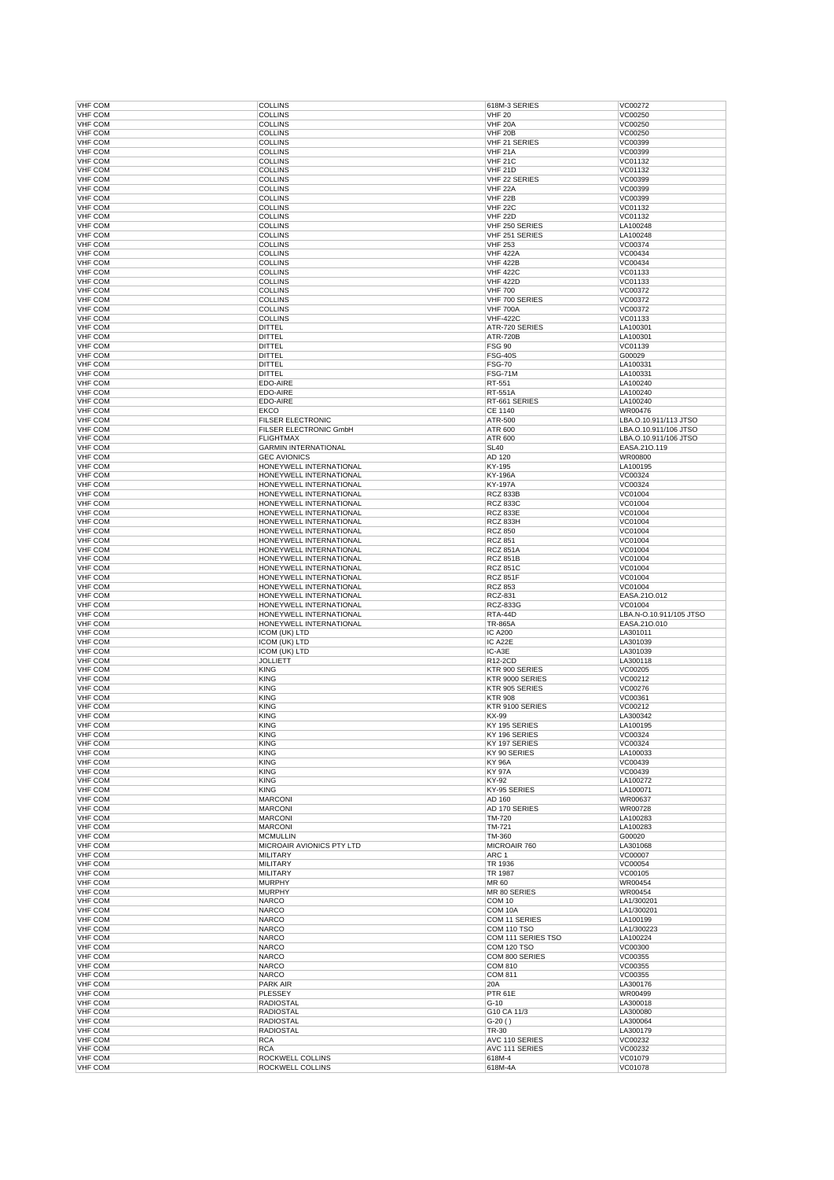| VHF COM | COLLINS | 618M-3 SERIES | VC00272 |
|---|---|---|---|
| VHF COM | COLLINS | VHF 20 | VC00250 |
| VHF COM | COLLINS | VHF 20A | VC00250 |
| VHF COM | COLLINS | VHF 20B | VC00250 |
| VHF COM | COLLINS | VHF 21 SERIES | VC00399 |
| VHF COM | COLLINS | VHF 21A | VC00399 |
| VHF COM | COLLINS | VHF 21C | VC01132 |
| VHF COM | COLLINS | VHF 21D | VC01132 |
| VHF COM | COLLINS | VHF 22 SERIES | VC00399 |
| VHF COM | COLLINS | VHF 22A | VC00399 |
| VHF COM | COLLINS | VHF 22B | VC00399 |
| VHF COM | COLLINS | VHF 22C | VC01132 |
| VHF COM | COLLINS | VHF 22D | VC01132 |
| VHF COM | COLLINS | VHF 250 SERIES | LA100248 |
| VHF COM | COLLINS | VHF 251 SERIES | LA100248 |
| VHF COM | COLLINS | VHF 253 | VC00374 |
| VHF COM | COLLINS | VHF 422A | VC00434 |
| VHF COM | COLLINS | VHF 422B | VC00434 |
| VHF COM | COLLINS | VHF 422C | VC01133 |
| VHF COM | COLLINS | VHF 422D | VC01133 |
| VHF COM | COLLINS | VHF 700 | VC00372 |
| VHF COM | COLLINS | VHF 700 SERIES | VC00372 |
| VHF COM | COLLINS | VHF 700A | VC00372 |
| VHF COM | COLLINS | VHF-422C | VC01133 |
| VHF COM | DITTEL | ATR-720 SERIES | LA100301 |
| VHF COM | DITTEL | ATR-720B | LA100301 |
| VHF COM | DITTEL | FSG 90 | VC01139 |
| VHF COM | DITTEL | FSG-40S | G00029 |
| VHF COM | DITTEL | FSG-70 | LA100331 |
| VHF COM | DITTEL | FSG-71M | LA100331 |
| VHF COM | EDO-AIRE | RT-551 | LA100240 |
| VHF COM | EDO-AIRE | RT-551A | LA100240 |
| VHF COM | EDO-AIRE | RT-661 SERIES | LA100240 |
| VHF COM | EKCO | CE 1140 | WR00476 |
| VHF COM | FILSER ELECTRONIC | ATR-500 | LBA.O.10.911/113 JTSO |
| VHF COM | FILSER ELECTRONIC GmbH | ATR 600 | LBA.O.10.911/106 JTSO |
| VHF COM | FLIGHTMAX | ATR 600 | LBA.O.10.911/106 JTSO |
| VHF COM | GARMIN INTERNATIONAL | SL40 | EASA.21O.119 |
| VHF COM | GEC AVIONICS | AD 120 | WR00800 |
| VHF COM | HONEYWELL INTERNATIONAL | KY-195 | LA100195 |
| VHF COM | HONEYWELL INTERNATIONAL | KY-196A | VC00324 |
| VHF COM | HONEYWELL INTERNATIONAL | KY-197A | VC00324 |
| VHF COM | HONEYWELL INTERNATIONAL | RCZ 833B | VC01004 |
| VHF COM | HONEYWELL INTERNATIONAL | RCZ 833C | VC01004 |
| VHF COM | HONEYWELL INTERNATIONAL | RCZ 833E | VC01004 |
| VHF COM | HONEYWELL INTERNATIONAL | RCZ 833H | VC01004 |
| VHF COM | HONEYWELL INTERNATIONAL | RCZ 850 | VC01004 |
| VHF COM | HONEYWELL INTERNATIONAL | RCZ 851 | VC01004 |
| VHF COM | HONEYWELL INTERNATIONAL | RCZ 851A | VC01004 |
| VHF COM | HONEYWELL INTERNATIONAL | RCZ 851B | VC01004 |
| VHF COM | HONEYWELL INTERNATIONAL | RCZ 851C | VC01004 |
| VHF COM | HONEYWELL INTERNATIONAL | RCZ 851F | VC01004 |
| VHF COM | HONEYWELL INTERNATIONAL | RCZ 853 | VC01004 |
| VHF COM | HONEYWELL INTERNATIONAL | RCZ-831 | EASA.21O.012 |
| VHF COM | HONEYWELL INTERNATIONAL | RCZ-833G | VC01004 |
| VHF COM | HONEYWELL INTERNATIONAL | RTA-44D | LBA.N-O.10.911/105 JTSO |
| VHF COM | HONEYWELL INTERNATIONAL | TR-865A | EASA.21O.010 |
| VHF COM | ICOM (UK) LTD | IC A200 | LA301011 |
| VHF COM | ICOM (UK) LTD | IC A22E | LA301039 |
| VHF COM | ICOM (UK) LTD | IC-A3E | LA301039 |
| VHF COM | JOLLIETT | R12-2CD | LA300118 |
| VHF COM | KING | KTR 900 SERIES | VC00205 |
| VHF COM | KING | KTR 9000 SERIES | VC00212 |
| VHF COM | KING | KTR 905 SERIES | VC00276 |
| VHF COM | KING | KTR 908 | VC00361 |
| VHF COM | KING | KTR 9100 SERIES | VC00212 |
| VHF COM | KING | KX-99 | LA300342 |
| VHF COM | KING | KY 195 SERIES | LA100195 |
| VHF COM | KING | KY 196 SERIES | VC00324 |
| VHF COM | KING | KY 197 SERIES | VC00324 |
| VHF COM | KING | KY 90 SERIES | LA100033 |
| VHF COM | KING | KY 96A | VC00439 |
| VHF COM | KING | KY 97A | VC00439 |
| VHF COM | KING | KY-92 | LA100272 |
| VHF COM | KING | KY-95 SERIES | LA100071 |
| VHF COM | MARCONI | AD 160 | WR00637 |
| VHF COM | MARCONI | AD 170 SERIES | WR00728 |
| VHF COM | MARCONI | TM-720 | LA100283 |
| VHF COM | MARCONI | TM-721 | LA100283 |
| VHF COM | MCMULLIN | TM-360 | G00020 |
| VHF COM | MICROAIR AVIONICS PTY LTD | MICROAIR 760 | LA301068 |
| VHF COM | MILITARY | ARC 1 | VC00007 |
| VHF COM | MILITARY | TR 1936 | VC00054 |
| VHF COM | MILITARY | TR 1987 | VC00105 |
| VHF COM | MURPHY | MR 60 | WR00454 |
| VHF COM | MURPHY | MR 80 SERIES | WR00454 |
| VHF COM | NARCO | COM 10 | LA1/300201 |
| VHF COM | NARCO | COM 10A | LA1/300201 |
| VHF COM | NARCO | COM 11 SERIES | LA100199 |
| VHF COM | NARCO | COM 110 TSO | LA1/300223 |
| VHF COM | NARCO | COM 111 SERIES TSO | LA100224 |
| VHF COM | NARCO | COM 120 TSO | VC00300 |
| VHF COM | NARCO | COM 800 SERIES | VC00355 |
| VHF COM | NARCO | COM 810 | VC00355 |
| VHF COM | NARCO | COM 811 | VC00355 |
| VHF COM | PARK AIR | 20A | LA300176 |
| VHF COM | PLESSEY | PTR 61E | WR00499 |
| VHF COM | RADIOSTAL | G-10 | LA300018 |
| VHF COM | RADIOSTAL | G10 CA 11/3 | LA300080 |
| VHF COM | RADIOSTAL | G-20 ( ) | LA300064 |
| VHF COM | RADIOSTAL | TR-30 | LA300179 |
| VHF COM | RCA | AVC 110 SERIES | VC00232 |
| VHF COM | RCA | AVC 111 SERIES | VC00232 |
| VHF COM | ROCKWELL COLLINS | 618M-4 | VC01079 |
| VHF COM | ROCKWELL COLLINS | 618M-4A | VC01078 |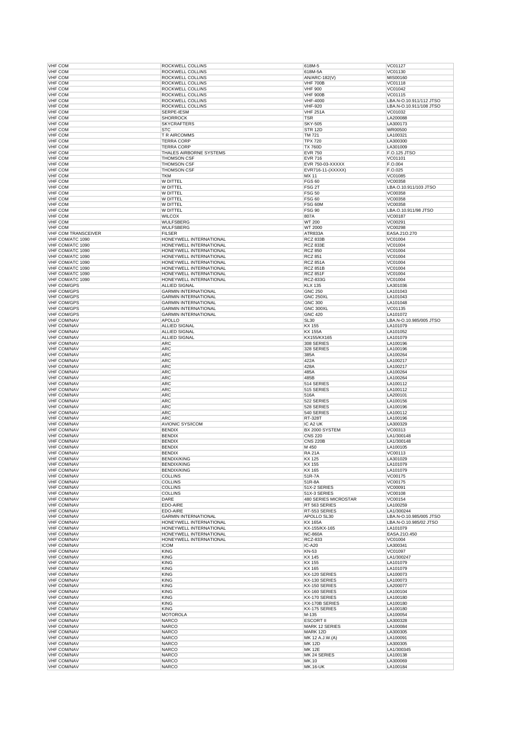| VHF COM | ROCKWELL COLLINS | 618M-5 | VC01127 |
|---|---|---|---|
| VHF COM | ROCKWELL COLLINS | 618M-5A | VC01130 |
| VHF COM | ROCKWELL COLLINS | AN/ARC-182(V) | MIS00160 |
| VHF COM | ROCKWELL COLLINS | VHF 700B | VC01118 |
| VHF COM | ROCKWELL COLLINS | VHF 900 | VC01042 |
| VHF COM | ROCKWELL COLLINS | VHF 900B | VC01115 |
| VHF COM | ROCKWELL COLLINS | VHF-4000 | LBA.N-O.10.911/112 JTSO |
| VHF COM | ROCKWELL COLLINS | VHF-920 | LBA.N-O.10.911/108 JTSO |
| VHF COM | SERPE-IESM | VHF 251A | VC01032 |
| VHF COM | SHORROCK | TSR | LA200088 |
| VHF COM | SKYCRAFTERS | SKY-505 | LA300173 |
| VHF COM | STC | STR 12D | WR00500 |
| VHF COM | T R AIRCOMMS | TM 721 | LA100321 |
| VHF COM | TERRA CORP | TPX 720 | LA300300 |
| VHF COM | TERRA CORP | TX 760D | LA301009 |
| VHF COM | THALES AIRBORNE SYSTEMS | EVR 750 | F.O.125 JTSO |
| VHF COM | THOMSON CSF | EVR 716 | VC01101 |
| VHF COM | THOMSON CSF | EVR 750-03-XXXXX | F.O.004 |
| VHF COM | THOMSON CSF | EVR716-11-(XXXXX) | F.O.025 |
| VHF COM | TKM | MX 11 | VC01085 |
| VHF COM | W DITTEL | FGS 60 | VC00358 |
| VHF COM | W DITTEL | FSG 2T | LBA.O.10.911/103 JTSO |
| VHF COM | W DITTEL | FSG 50 | VC00358 |
| VHF COM | W DITTEL | FSG 60 | VC00358 |
| VHF COM | W DITTEL | FSG 60M | VC00358 |
| VHF COM | W DITTEL | FSG 90 | LBA.O.10.911/98 JTSO |
| VHF COM | WILCOX | 807A | VC00187 |
| VHF COM | WULFSBERG | WT 200 | VC00291 |
| VHF COM | WULFSBERG | WT 2000 | VC00298 |
| VHF COM TRANSCEIVER | FILSER | ATR833A | EASA.21O.270 |
| VHF COM/ATC 1090 | HONEYWELL INTERNATIONAL | RCZ 833B | VC01004 |
| VHF COM/ATC 1090 | HONEYWELL INTERNATIONAL | RCZ 833E | VC01004 |
| VHF COM/ATC 1090 | HONEYWELL INTERNATIONAL | RCZ 850 | VC01004 |
| VHF COM/ATC 1090 | HONEYWELL INTERNATIONAL | RCZ 851 | VC01004 |
| VHF COM/ATC 1090 | HONEYWELL INTERNATIONAL | RCZ 851A | VC01004 |
| VHF COM/ATC 1090 | HONEYWELL INTERNATIONAL | RCZ 851B | VC01004 |
| VHF COM/ATC 1090 | HONEYWELL INTERNATIONAL | RCZ 851F | VC01004 |
| VHF COM/ATC 1090 | HONEYWELL INTERNATIONAL | RCZ-833G | VC01004 |
| VHF COM/GPS | ALLIED SIGNAL | KLX 135 | LA301036 |
| VHF COM/GPS | GARMIN INTERNATIONAL | GNC 250 | LA101043 |
| VHF COM/GPS | GARMIN INTERNATIONAL | GNC 250XL | LA101043 |
| VHF COM/GPS | GARMIN INTERNATIONAL | GNC 300 | LA101048 |
| VHF COM/GPS | GARMIN INTERNATIONAL | GNC 300XL | VC01135 |
| VHF COM/GPS | GARMIN INTERNATIONAL | GNC 420 | LA101072 |
| VHF COM/NAV | APOLLO | SL30 | LBA.N-O.10.985/005 JTSO |
| VHF COM/NAV | ALLIED SIGNAL | KX 155 | LA101079 |
| VHF COM/NAV | ALLIED SIGNAL | KX 155A | LA101052 |
| VHF COM/NAV | ALLIED SIGNAL | KX155/KX165 | LA101079 |
| VHF COM/NAV | ARC | 308 SERIES | LA100196 |
| VHF COM/NAV | ARC | 328 SERIES | LA100196 |
| VHF COM/NAV | ARC | 385A | LA100264 |
| VHF COM/NAV | ARC | 422A | LA100217 |
| VHF COM/NAV | ARC | 428A | LA100217 |
| VHF COM/NAV | ARC | 485A | LA100264 |
| VHF COM/NAV | ARC | 485B | LA100264 |
| VHF COM/NAV | ARC | 514 SERIES | LA100112 |
| VHF COM/NAV | ARC | 515 SERIES | LA100112 |
| VHF COM/NAV | ARC | 516A | LA200101 |
| VHF COM/NAV | ARC | 522 SERIES | LA100156 |
| VHF COM/NAV | ARC | 528 SERIES | LA100196 |
| VHF COM/NAV | ARC | 540 SERIES | LA100112 |
| VHF COM/NAV | ARC | RT-328T | LA100196 |
| VHF COM/NAV | AVIONIC SYS/ICOM | IC A2 UK | LA300329 |
| VHF COM/NAV | BENDIX | BX 2000 SYSTEM | VC00313 |
| VHF COM/NAV | BENDIX | CNS 220 | LA1/300148 |
| VHF COM/NAV | BENDIX | CNS 220B | LA1/300148 |
| VHF COM/NAV | BENDIX | M 450 | LA100105 |
| VHF COM/NAV | BENDIX | RA 21A | VC00113 |
| VHF COM/NAV | BENDIX/KING | KX 125 | LA301029 |
| VHF COM/NAV | BENDIX/KING | KX 155 | LA101079 |
| VHF COM/NAV | BENDIX/KING | KX 165 | LA101079 |
| VHF COM/NAV | COLLINS | 51R-7A | VC00175 |
| VHF COM/NAV | COLLINS | 51R-8A | VC00175 |
| VHF COM/NAV | COLLINS | 51X-2 SERIES | VC00091 |
| VHF COM/NAV | COLLINS | 51X-3 SERIES | VC00108 |
| VHF COM/NAV | DARE | 480 SERIES MICROSTAR | VC00154 |
| VHF COM/NAV | EDO-AIRE | RT 563 SERIES | LA100259 |
| VHF COM/NAV | EDO-AIRE | RT-553 SERIES | LA1/300244 |
| VHF COM/NAV | GARMIN INTERNATIONAL | APOLLO SL30 | LBA.N-O.10.985/005 JTSO |
| VHF COM/NAV | HONEYWELL INTERNATIONAL | KX 165A | LBA.N-O.10.985/02 JTSO |
| VHF COM/NAV | HONEYWELL INTERNATIONAL | KX-155/KX-165 | LA101079 |
| VHF COM/NAV | HONEYWELL INTERNATIONAL | NC-860A | EASA.21O.450 |
| VHF COM/NAV | HONEYWELL INTERNATIONAL | RCZ-833 | VC01004 |
| VHF COM/NAV | ICOM | IC-A20 | LA300341 |
| VHF COM/NAV | KING | KN-53 | VC01097 |
| VHF COM/NAV | KING | KX 145 | LA1/300247 |
| VHF COM/NAV | KING | KX 155 | LA101079 |
| VHF COM/NAV | KING | KX 165 | LA101079 |
| VHF COM/NAV | KING | KX-120 SERIES | LA100073 |
| VHF COM/NAV | KING | KX-130 SERIES | LA100073 |
| VHF COM/NAV | KING | KX-150 SERIES | LA200077 |
| VHF COM/NAV | KING | KX-160 SERIES | LA100104 |
| VHF COM/NAV | KING | KX-170 SERIES | LA100180 |
| VHF COM/NAV | KING | KX-170B SERIES | LA100180 |
| VHF COM/NAV | KING | KX-175 SERIES | LA100180 |
| VHF COM/NAV | MOTOROLA | M-135 | LA100054 |
| VHF COM/NAV | NARCO | ESCORT II | LA300328 |
| VHF COM/NAV | NARCO | MARK 12 SERIES | LA100084 |
| VHF COM/NAV | NARCO | MARK 12D | LA300305 |
| VHF COM/NAV | NARCO | MK 12 A.J.W.(A) | LA100091 |
| VHF COM/NAV | NARCO | MK 12D | LA300305 |
| VHF COM/NAV | NARCO | MK 12E | LA1/300345 |
| VHF COM/NAV | NARCO | MK 24 SERIES | LA100138 |
| VHF COM/NAV | NARCO | MK.10 | LA300069 |
| VHF COM/NAV | NARCO | MK.16-UK | LA100184 |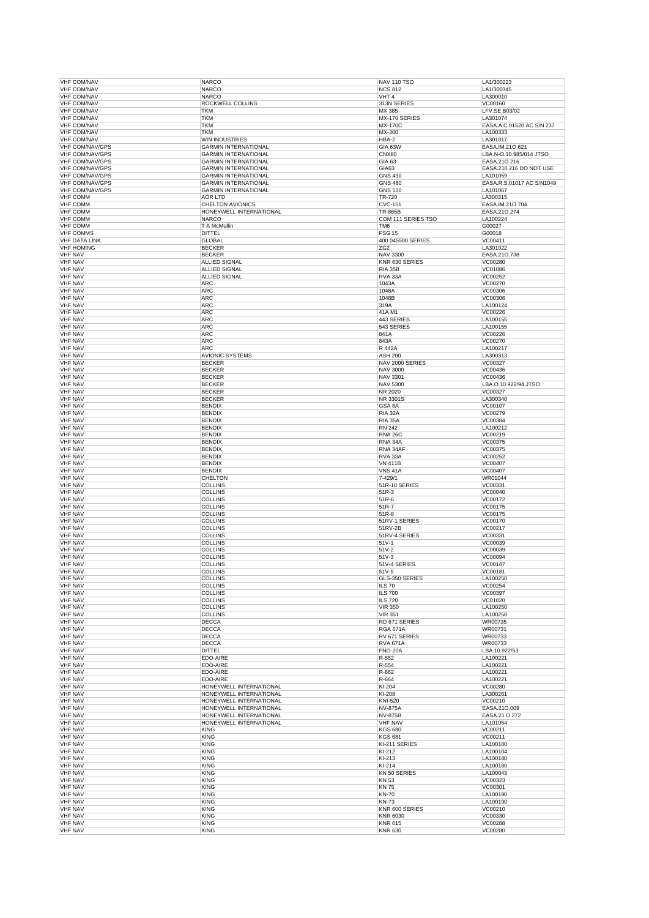| VHF COM/NAV | NARCO | NAV 110 TSO | LA1/300223 |
|---|---|---|---|
| VHF COM/NAV | NARCO | NCS 812 | LA1/300345 |
| VHF COM/NAV | NARCO | VHT 4 | LA300010 |
| VHF COM/NAV | ROCKWELL COLLINS | 313N SERIES | VC00160 |
| VHF COM/NAV | TKM | MX 385 | LFV.SE 803/02 |
| VHF COM/NAV | TKM | MX-170 SERIES | LA301074 |
| VHF COM/NAV | TKM | MX-170C | EASA.A.C.01520 AC S/N 237 |
| VHF COM/NAV | TKM | MX-300 | LA100333 |
| VHF COM/NAV | WIN INDUSTRIES | HBA-2 | LA301017 |
| VHF COM/NAV/GPS | GARMIN INTERNATIONAL | GIA 63W | EASA.IM.21O.621 |
| VHF COM/NAV/GPS | GARMIN INTERNATIONAL | CNX80 | LBA.N-O.10.985/014 JTSO |
| VHF COM/NAV/GPS | GARMIN INTERNATIONAL | GIA 63 | EASA.21O.216 |
| VHF COM/NAV/GPS | GARMIN INTERNATIONAL | GIA63 | EASA.210.216 DO NOT USE |
| VHF COM/NAV/GPS | GARMIN INTERNATIONAL | GNS 430 | LA101059 |
| VHF COM/NAV/GPS | GARMIN INTERNATIONAL | GNS 480 | EASA.R.S.01017 AC S/N1049 |
| VHF COM/NAV/GPS | GARMIN INTERNATIONAL | GNS 530 | LA101067 |
| VHF COMM | AOR LTD | TR-720 | LA300315 |
| VHF COMM | CHELTON AVIONICS | CVC-151 | EASA.IM.21O.704 |
| VHF COMM | HONEYWELL INTERNATIONAL | TR-865B | EASA.21O.274 |
| VHF COMM | NARCO | COM 111 SERIES TSO | LA100224 |
| VHF COMM | T A McMullin | TM6 | G00027 |
| VHF COMMS | DITTEL | FSG 15 | G00018 |
| VHF DATA LINK | GLOBAL | 400 045500 SERIES | VC00411 |
| VHF HOMING | BECKER | ZG2 | LA301022 |
| VHF NAV | BECKER | NAV 3300 | EASA.21O.738 |
| VHF NAV | ALLIED SIGNAL | KNR 630 SERIES | VC00280 |
| VHF NAV | ALLIED SIGNAL | RIA 35B | VC01086 |
| VHF NAV | ALLIED SIGNAL | RVA 33A | VC00252 |
| VHF NAV | ARC | 1043A | VC00270 |
| VHF NAV | ARC | 1048A | VC00306 |
| VHF NAV | ARC | 1048B | VC00306 |
| VHF NAV | ARC | 319A | LA100124 |
| VHF NAV | ARC | 41A M1 | VC00226 |
| VHF NAV | ARC | 443 SERIES | LA100155 |
| VHF NAV | ARC | 543 SERIES | LA100155 |
| VHF NAV | ARC | 841A | VC00226 |
| VHF NAV | ARC | 843A | VC00270 |
| VHF NAV | ARC | R 442A | LA100217 |
| VHF NAV | AVIONIC SYSTEMS | ASH 200 | LA300313 |
| VHF NAV | BECKER | NAV 2000 SERIES | VC00327 |
| VHF NAV | BECKER | NAV 3000 | VC00436 |
| VHF NAV | BECKER | NAV 3301 | VC00436 |
| VHF NAV | BECKER | NAV 5300 | LBA.O.10.922/94 JTSO |
| VHF NAV | BECKER | NR 2020 | VC00327 |
| VHF NAV | BECKER | NR 3301S | LA300340 |
| VHF NAV | BENDIX | GSA 8A | VC00107 |
| VHF NAV | BENDIX | RIA 32A | VC00279 |
| VHF NAV | BENDIX | RIA 35A | VC00384 |
| VHF NAV | BENDIX | RN 242 | LA100212 |
| VHF NAV | BENDIX | RNA 26C | VC00219 |
| VHF NAV | BENDIX | RNA 34A | VC00375 |
| VHF NAV | BENDIX | RNA 34AF | VC00375 |
| VHF NAV | BENDIX | RVA 33A | VC00252 |
| VHF NAV | BENDIX | VN 411B | VC00407 |
| VHF NAV | BENDIX | VNS 41A | VC00407 |
| VHF NAV | CHELTON | 7-429/1 | WR01044 |
| VHF NAV | COLLINS | 51R-10 SERIES | VC00331 |
| VHF NAV | COLLINS | 51R-3 | VC00040 |
| VHF NAV | COLLINS | 51R-6 | VC00172 |
| VHF NAV | COLLINS | 51R-7 | VC00175 |
| VHF NAV | COLLINS | 51R-8 | VC00175 |
| VHF NAV | COLLINS | 51RV-1 SERIES | VC00170 |
| VHF NAV | COLLINS | 51RV-2B | VC00217 |
| VHF NAV | COLLINS | 51RV-4 SERIES | VC00331 |
| VHF NAV | COLLINS | 51V-1 | VC00039 |
| VHF NAV | COLLINS | 51V-2 | VC00039 |
| VHF NAV | COLLINS | 51V-3 | VC00094 |
| VHF NAV | COLLINS | 51V-4 SERIES | VC00147 |
| VHF NAV | COLLINS | 51V-5 | VC00181 |
| VHF NAV | COLLINS | GLS-350 SERIES | LA100250 |
| VHF NAV | COLLINS | ILS 70 | VC00254 |
| VHF NAV | COLLINS | ILS 700 | VC00397 |
| VHF NAV | COLLINS | ILS 720 | VC01020 |
| VHF NAV | COLLINS | VIR 350 | LA100250 |
| VHF NAV | COLLINS | VIR 351 | LA100250 |
| VHF NAV | DECCA | RD 671 SERIES | WR00735 |
| VHF NAV | DECCA | RGA 671A | WR00731 |
| VHF NAV | DECCA | RV 671 SERIES | WR00733 |
| VHF NAV | DECCA | RVA 671A | WR00733 |
| VHF NAV | DITTEL | FNG-20A | LBA.10.922/53 |
| VHF NAV | EDO-AIRE | R-552 | LA100221 |
| VHF NAV | EDO-AIRE | R-554 | LA100221 |
| VHF NAV | EDO-AIRE | R-662 | LA100221 |
| VHF NAV | EDO-AIRE | R-664 | LA100221 |
| VHF NAV | HONEYWELL INTERNATIONAL | KI-204 | VC00280 |
| VHF NAV | HONEYWELL INTERNATIONAL | KI-208 | LA300261 |
| VHF NAV | HONEYWELL INTERNATIONAL | KNI-520 | VC00210 |
| VHF NAV | HONEYWELL INTERNATIONAL | NV-875A | EASA.21O.009 |
| VHF NAV | HONEYWELL INTERNATIONAL | NV-875B | EASA.21.O.272 |
| VHF NAV | HONEYWELL INTERNATIONAL | VHF NAV | LA101054 |
| VHF NAV | KING | KGS 680 | VC00211 |
| VHF NAV | KING | KGS 681 | VC00211 |
| VHF NAV | KING | KI-211 SERIES | LA100180 |
| VHF NAV | KING | KI-212 | LA100104 |
| VHF NAV | KING | KI-213 | LA100180 |
| VHF NAV | KING | KI-214 | LA100180 |
| VHF NAV | KING | KN 50 SERIES | LA100043 |
| VHF NAV | KING | KN 53 | VC00323 |
| VHF NAV | KING | KN 75 | VC00301 |
| VHF NAV | KING | KN-70 | LA100190 |
| VHF NAV | KING | KN-73 | LA100190 |
| VHF NAV | KING | KNR 600 SERIES | VC00210 |
| VHF NAV | KING | KNR 6030 | VC00330 |
| VHF NAV | KING | KNR 615 | VC00288 |
| VHF NAV | KING | KNR 630 | VC00280 |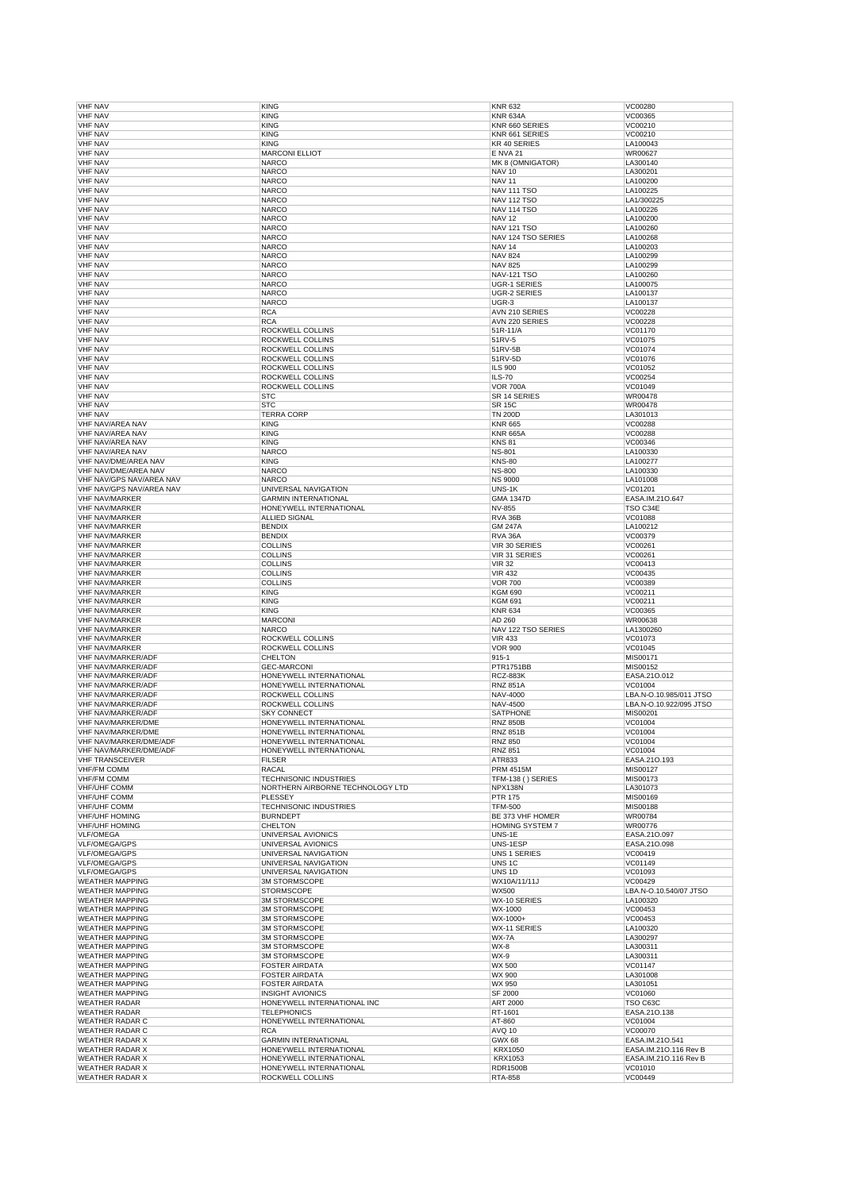| VHF NAV | KING | KNR 632 | VC00280 |
|---|---|---|---|
| VHF NAV | KING | KNR 634A | VC00365 |
| VHF NAV | KING | KNR 660 SERIES | VC00210 |
| VHF NAV | KING | KNR 661 SERIES | VC00210 |
| VHF NAV | KING | KR 40 SERIES | LA100043 |
| VHF NAV | MARCONI ELLIOT | E NVA 21 | WR00627 |
| VHF NAV | NARCO | MK 8 (OMNIGATOR) | LA300140 |
| VHF NAV | NARCO | NAV 10 | LA300201 |
| VHF NAV | NARCO | NAV 11 | LA100200 |
| VHF NAV | NARCO | NAV 111 TSO | LA100225 |
| VHF NAV | NARCO | NAV 112 TSO | LA1/300225 |
| VHF NAV | NARCO | NAV 114 TSO | LA100226 |
| VHF NAV | NARCO | NAV 12 | LA100200 |
| VHF NAV | NARCO | NAV 121 TSO | LA100260 |
| VHF NAV | NARCO | NAV 124 TSO SERIES | LA100268 |
| VHF NAV | NARCO | NAV 14 | LA100203 |
| VHF NAV | NARCO | NAV 824 | LA100299 |
| VHF NAV | NARCO | NAV 825 | LA100299 |
| VHF NAV | NARCO | NAV-121 TSO | LA100260 |
| VHF NAV | NARCO | UGR-1 SERIES | LA100075 |
| VHF NAV | NARCO | UGR-2 SERIES | LA100137 |
| VHF NAV | NARCO | UGR-3 | LA100137 |
| VHF NAV | RCA | AVN 210 SERIES | VC00228 |
| VHF NAV | RCA | AVN 220 SERIES | VC00228 |
| VHF NAV | ROCKWELL COLLINS | 51R-11/A | VC01170 |
| VHF NAV | ROCKWELL COLLINS | 51RV-5 | VC01075 |
| VHF NAV | ROCKWELL COLLINS | 51RV-5B | VC01074 |
| VHF NAV | ROCKWELL COLLINS | 51RV-5D | VC01076 |
| VHF NAV | ROCKWELL COLLINS | ILS 900 | VC01052 |
| VHF NAV | ROCKWELL COLLINS | ILS-70 | VC00254 |
| VHF NAV | ROCKWELL COLLINS | VOR 700A | VC01049 |
| VHF NAV | STC | SR 14 SERIES | WR00478 |
| VHF NAV | STC | SR 15C | WR00478 |
| VHF NAV | TERRA CORP | TN 200D | LA301013 |
| VHF NAV/AREA NAV | KING | KNR 665 | VC00288 |
| VHF NAV/AREA NAV | KING | KNR 665A | VC00288 |
| VHF NAV/AREA NAV | KING | KNS 81 | VC00346 |
| VHF NAV/AREA NAV | NARCO | NS-801 | LA100330 |
| VHF NAV/DME/AREA NAV | KING | KNS-80 | LA100277 |
| VHF NAV/DME/AREA NAV | NARCO | NS-800 | LA100330 |
| VHF NAV/GPS NAV/AREA NAV | NARCO | NS 9000 | LA101008 |
| VHF NAV/GPS NAV/AREA NAV | UNIVERSAL NAVIGATION | UNS-1K | VC01201 |
| VHF NAV/MARKER | GARMIN INTERNATIONAL | GMA 1347D | EASA.IM.21O.647 |
| VHF NAV/MARKER | HONEYWELL INTERNATIONAL | NV-855 | TSO C34E |
| VHF NAV/MARKER | ALLIED SIGNAL | RVA 36B | VC01088 |
| VHF NAV/MARKER | BENDIX | GM 247A | LA100212 |
| VHF NAV/MARKER | BENDIX | RVA 36A | VC00379 |
| VHF NAV/MARKER | COLLINS | VIR 30 SERIES | VC00261 |
| VHF NAV/MARKER | COLLINS | VIR 31 SERIES | VC00261 |
| VHF NAV/MARKER | COLLINS | VIR 32 | VC00413 |
| VHF NAV/MARKER | COLLINS | VIR 432 | VC00435 |
| VHF NAV/MARKER | COLLINS | VOR 700 | VC00389 |
| VHF NAV/MARKER | KING | KGM 690 | VC00211 |
| VHF NAV/MARKER | KING | KGM 691 | VC00211 |
| VHF NAV/MARKER | KING | KNR 634 | VC00365 |
| VHF NAV/MARKER | MARCONI | AD 260 | WR00638 |
| VHF NAV/MARKER | NARCO | NAV 122 TSO SERIES | LA1300260 |
| VHF NAV/MARKER | ROCKWELL COLLINS | VIR 433 | VC01073 |
| VHF NAV/MARKER | ROCKWELL COLLINS | VOR 900 | VC01045 |
| VHF NAV/MARKER/ADF | CHELTON | 915-1 | MIS00171 |
| VHF NAV/MARKER/ADF | GEC-MARCONI | PTR1751BB | MIS00152 |
| VHF NAV/MARKER/ADF | HONEYWELL INTERNATIONAL | RCZ-883K | EASA.21O.012 |
| VHF NAV/MARKER/ADF | HONEYWELL INTERNATIONAL | RNZ 851A | VC01004 |
| VHF NAV/MARKER/ADF | ROCKWELL COLLINS | NAV-4000 | LBA.N-O.10.985/011 JTSO |
| VHF NAV/MARKER/ADF | ROCKWELL COLLINS | NAV-4500 | LBA.N-O.10.922/095 JTSO |
| VHF NAV/MARKER/ADF | SKY CONNECT | SATPHONE | MIS00201 |
| VHF NAV/MARKER/DME | HONEYWELL INTERNATIONAL | RNZ 850B | VC01004 |
| VHF NAV/MARKER/DME | HONEYWELL INTERNATIONAL | RNZ 851B | VC01004 |
| VHF NAV/MARKER/DME/ADF | HONEYWELL INTERNATIONAL | RNZ 850 | VC01004 |
| VHF NAV/MARKER/DME/ADF | HONEYWELL INTERNATIONAL | RNZ 851 | VC01004 |
| VHF TRANSCEIVER | FILSER | ATR833 | EASA.21O.193 |
| VHF/FM COMM | RACAL | PRM 4515M | MIS00127 |
| VHF/FM COMM | TECHNISONIC INDUSTRIES | TFM-138 ( ) SERIES | MIS00173 |
| VHF/UHF COMM | NORTHERN AIRBORNE TECHNOLOGY LTD | NPX138N | LA301073 |
| VHF/UHF COMM | PLESSEY | PTR 175 | MIS00169 |
| VHF/UHF COMM | TECHNISONIC INDUSTRIES | TFM-500 | MIS00188 |
| VHF/UHF HOMING | BURNDEPT | BE 373 VHF HOMER | WR00784 |
| VHF/UHF HOMING | CHELTON | HOMING SYSTEM 7 | WR00776 |
| VLF/OMEGA | UNIVERSAL AVIONICS | UNS-1E | EASA.21O.097 |
| VLF/OMEGA/GPS | UNIVERSAL AVIONICS | UNS-1ESP | EASA.21O.098 |
| VLF/OMEGA/GPS | UNIVERSAL NAVIGATION | UNS 1 SERIES | VC00419 |
| VLF/OMEGA/GPS | UNIVERSAL NAVIGATION | UNS 1C | VC01149 |
| VLF/OMEGA/GPS | UNIVERSAL NAVIGATION | UNS 1D | VC01093 |
| WEATHER MAPPING | 3M STORMSCOPE | WX10A/11/11J | VC00429 |
| WEATHER MAPPING | STORMSCOPE | WX500 | LBA.N-O.10.540/07 JTSO |
| WEATHER MAPPING | 3M STORMSCOPE | WX-10 SERIES | LA100320 |
| WEATHER MAPPING | 3M STORMSCOPE | WX-1000 | VC00453 |
| WEATHER MAPPING | 3M STORMSCOPE | WX-1000+ | VC00453 |
| WEATHER MAPPING | 3M STORMSCOPE | WX-11 SERIES | LA100320 |
| WEATHER MAPPING | 3M STORMSCOPE | WX-7A | LA300297 |
| WEATHER MAPPING | 3M STORMSCOPE | WX-8 | LA300311 |
| WEATHER MAPPING | 3M STORMSCOPE | WX-9 | LA300311 |
| WEATHER MAPPING | FOSTER AIRDATA | WX 500 | VC01147 |
| WEATHER MAPPING | FOSTER AIRDATA | WX 900 | LA301008 |
| WEATHER MAPPING | FOSTER AIRDATA | WX 950 | LA301051 |
| WEATHER MAPPING | INSIGHT AVIONICS | SF 2000 | VC01060 |
| WEATHER RADAR | HONEYWELL INTERNATIONAL INC | ART 2000 | TSO C63C |
| WEATHER RADAR | TELEPHONICS | RT-1601 | EASA.21O.138 |
| WEATHER RADAR C | HONEYWELL INTERNATIONAL | AT-860 | VC01004 |
| WEATHER RADAR C | RCA | AVQ 10 | VC00070 |
| WEATHER RADAR X | GARMIN INTERNATIONAL | GWX 68 | EASA.IM.21O.541 |
| WEATHER RADAR X | HONEYWELL INTERNATIONAL | KRX1050 | EASA.IM.21O.116 Rev B |
| WEATHER RADAR X | HONEYWELL INTERNATIONAL | KRX1053 | EASA.IM.21O.116 Rev B |
| WEATHER RADAR X | HONEYWELL INTERNATIONAL | RDR1500B | VC01010 |
| WEATHER RADAR X | ROCKWELL COLLINS | RTA-858 | VC00449 |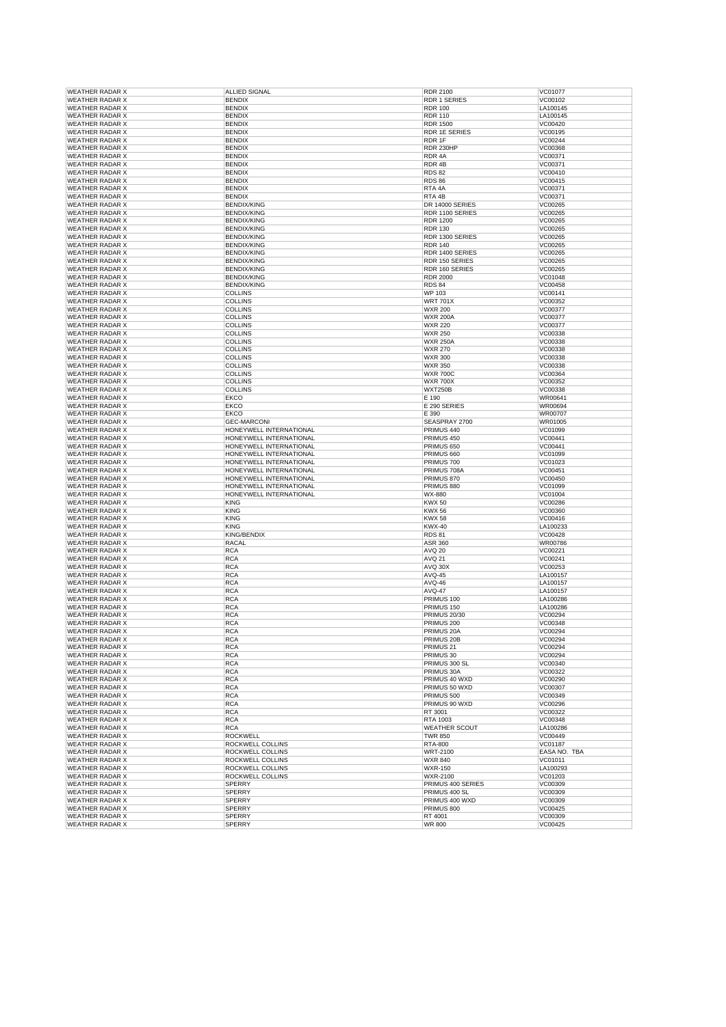| | | | |
|---|---|---|---|
| WEATHER RADAR X | ALLIED SIGNAL | RDR 2100 | VC01077 |
| WEATHER RADAR X | BENDIX | RDR 1 SERIES | VC00102 |
| WEATHER RADAR X | BENDIX | RDR 100 | LA100145 |
| WEATHER RADAR X | BENDIX | RDR 110 | LA100145 |
| WEATHER RADAR X | BENDIX | RDR 1500 | VC00420 |
| WEATHER RADAR X | BENDIX | RDR 1E SERIES | VC00195 |
| WEATHER RADAR X | BENDIX | RDR 1F | VC00244 |
| WEATHER RADAR X | BENDIX | RDR 230HP | VC00368 |
| WEATHER RADAR X | BENDIX | RDR 4A | VC00371 |
| WEATHER RADAR X | BENDIX | RDR 4B | VC00371 |
| WEATHER RADAR X | BENDIX | RDS 82 | VC00410 |
| WEATHER RADAR X | BENDIX | RDS 86 | VC00415 |
| WEATHER RADAR X | BENDIX | RTA 4A | VC00371 |
| WEATHER RADAR X | BENDIX | RTA 4B | VC00371 |
| WEATHER RADAR X | BENDIX/KING | DR 14000 SERIES | VC00265 |
| WEATHER RADAR X | BENDIX/KING | RDR 1100 SERIES | VC00265 |
| WEATHER RADAR X | BENDIX/KING | RDR 1200 | VC00265 |
| WEATHER RADAR X | BENDIX/KING | RDR 130 | VC00265 |
| WEATHER RADAR X | BENDIX/KING | RDR 1300 SERIES | VC00265 |
| WEATHER RADAR X | BENDIX/KING | RDR 140 | VC00265 |
| WEATHER RADAR X | BENDIX/KING | RDR 1400 SERIES | VC00265 |
| WEATHER RADAR X | BENDIX/KING | RDR 150 SERIES | VC00265 |
| WEATHER RADAR X | BENDIX/KING | RDR 160 SERIES | VC00265 |
| WEATHER RADAR X | BENDIX/KING | RDR 2000 | VC01048 |
| WEATHER RADAR X | BENDIX/KING | RDS 84 | VC00458 |
| WEATHER RADAR X | COLLINS | WP 103 | VC00141 |
| WEATHER RADAR X | COLLINS | WRT 701X | VC00352 |
| WEATHER RADAR X | COLLINS | WXR 200 | VC00377 |
| WEATHER RADAR X | COLLINS | WXR 200A | VC00377 |
| WEATHER RADAR X | COLLINS | WXR 220 | VC00377 |
| WEATHER RADAR X | COLLINS | WXR 250 | VC00338 |
| WEATHER RADAR X | COLLINS | WXR 250A | VC00338 |
| WEATHER RADAR X | COLLINS | WXR 270 | VC00338 |
| WEATHER RADAR X | COLLINS | WXR 300 | VC00338 |
| WEATHER RADAR X | COLLINS | WXR 350 | VC00338 |
| WEATHER RADAR X | COLLINS | WXR 700C | VC00364 |
| WEATHER RADAR X | COLLINS | WXR 700X | VC00352 |
| WEATHER RADAR X | COLLINS | WXT250B | VC00338 |
| WEATHER RADAR X | EKCO | E 190 | WR00641 |
| WEATHER RADAR X | EKCO | E 290 SERIES | WR00694 |
| WEATHER RADAR X | EKCO | E 390 | WR00707 |
| WEATHER RADAR X | GEC-MARCONI | SEASPRAY 2700 | WR01005 |
| WEATHER RADAR X | HONEYWELL INTERNATIONAL | PRIMUS 440 | VC01099 |
| WEATHER RADAR X | HONEYWELL INTERNATIONAL | PRIMUS 450 | VC00441 |
| WEATHER RADAR X | HONEYWELL INTERNATIONAL | PRIMUS 650 | VC00441 |
| WEATHER RADAR X | HONEYWELL INTERNATIONAL | PRIMUS 660 | VC01099 |
| WEATHER RADAR X | HONEYWELL INTERNATIONAL | PRIMUS 700 | VC01023 |
| WEATHER RADAR X | HONEYWELL INTERNATIONAL | PRIMUS 708A | VC00451 |
| WEATHER RADAR X | HONEYWELL INTERNATIONAL | PRIMUS 870 | VC00450 |
| WEATHER RADAR X | HONEYWELL INTERNATIONAL | PRIMUS 880 | VC01099 |
| WEATHER RADAR X | HONEYWELL INTERNATIONAL | WX-880 | VC01004 |
| WEATHER RADAR X | KING | KWX 50 | VC00286 |
| WEATHER RADAR X | KING | KWX 56 | VC00360 |
| WEATHER RADAR X | KING | KWX 58 | VC00416 |
| WEATHER RADAR X | KING | KWX-40 | LA100233 |
| WEATHER RADAR X | KING/BENDIX | RDS 81 | VC00428 |
| WEATHER RADAR X | RACAL | ASR 360 | WR00786 |
| WEATHER RADAR X | RCA | AVQ 20 | VC00221 |
| WEATHER RADAR X | RCA | AVQ 21 | VC00241 |
| WEATHER RADAR X | RCA | AVQ 30X | VC00253 |
| WEATHER RADAR X | RCA | AVQ-45 | LA100157 |
| WEATHER RADAR X | RCA | AVQ-46 | LA100157 |
| WEATHER RADAR X | RCA | AVQ-47 | LA100157 |
| WEATHER RADAR X | RCA | PRIMUS 100 | LA100286 |
| WEATHER RADAR X | RCA | PRIMUS 150 | LA100286 |
| WEATHER RADAR X | RCA | PRIMUS 20/30 | VC00294 |
| WEATHER RADAR X | RCA | PRIMUS 200 | VC00348 |
| WEATHER RADAR X | RCA | PRIMUS 20A | VC00294 |
| WEATHER RADAR X | RCA | PRIMUS 20B | VC00294 |
| WEATHER RADAR X | RCA | PRIMUS 21 | VC00294 |
| WEATHER RADAR X | RCA | PRIMUS 30 | VC00294 |
| WEATHER RADAR X | RCA | PRIMUS 300 SL | VC00340 |
| WEATHER RADAR X | RCA | PRIMUS 30A | VC00322 |
| WEATHER RADAR X | RCA | PRIMUS 40 WXD | VC00290 |
| WEATHER RADAR X | RCA | PRIMUS 50 WXD | VC00307 |
| WEATHER RADAR X | RCA | PRIMUS 500 | VC00349 |
| WEATHER RADAR X | RCA | PRIMUS 90 WXD | VC00296 |
| WEATHER RADAR X | RCA | RT 3001 | VC00322 |
| WEATHER RADAR X | RCA | RTA 1003 | VC00348 |
| WEATHER RADAR X | RCA | WEATHER SCOUT | LA100286 |
| WEATHER RADAR X | ROCKWELL | TWR 850 | VC00449 |
| WEATHER RADAR X | ROCKWELL COLLINS | RTA-800 | VC01187 |
| WEATHER RADAR X | ROCKWELL COLLINS | WRT-2100 | EASA NO. TBA |
| WEATHER RADAR X | ROCKWELL COLLINS | WXR 840 | VC01011 |
| WEATHER RADAR X | ROCKWELL COLLINS | WXR-150 | LA100293 |
| WEATHER RADAR X | ROCKWELL COLLINS | WXR-2100 | VC01203 |
| WEATHER RADAR X | SPERRY | PRIMUS 400 SERIES | VC00309 |
| WEATHER RADAR X | SPERRY | PRIMUS 400 SL | VC00309 |
| WEATHER RADAR X | SPERRY | PRIMUS 400 WXD | VC00309 |
| WEATHER RADAR X | SPERRY | PRIMUS 800 | VC00425 |
| WEATHER RADAR X | SPERRY | RT 4001 | VC00309 |
| WEATHER RADAR X | SPERRY | WR 800 | VC00425 |